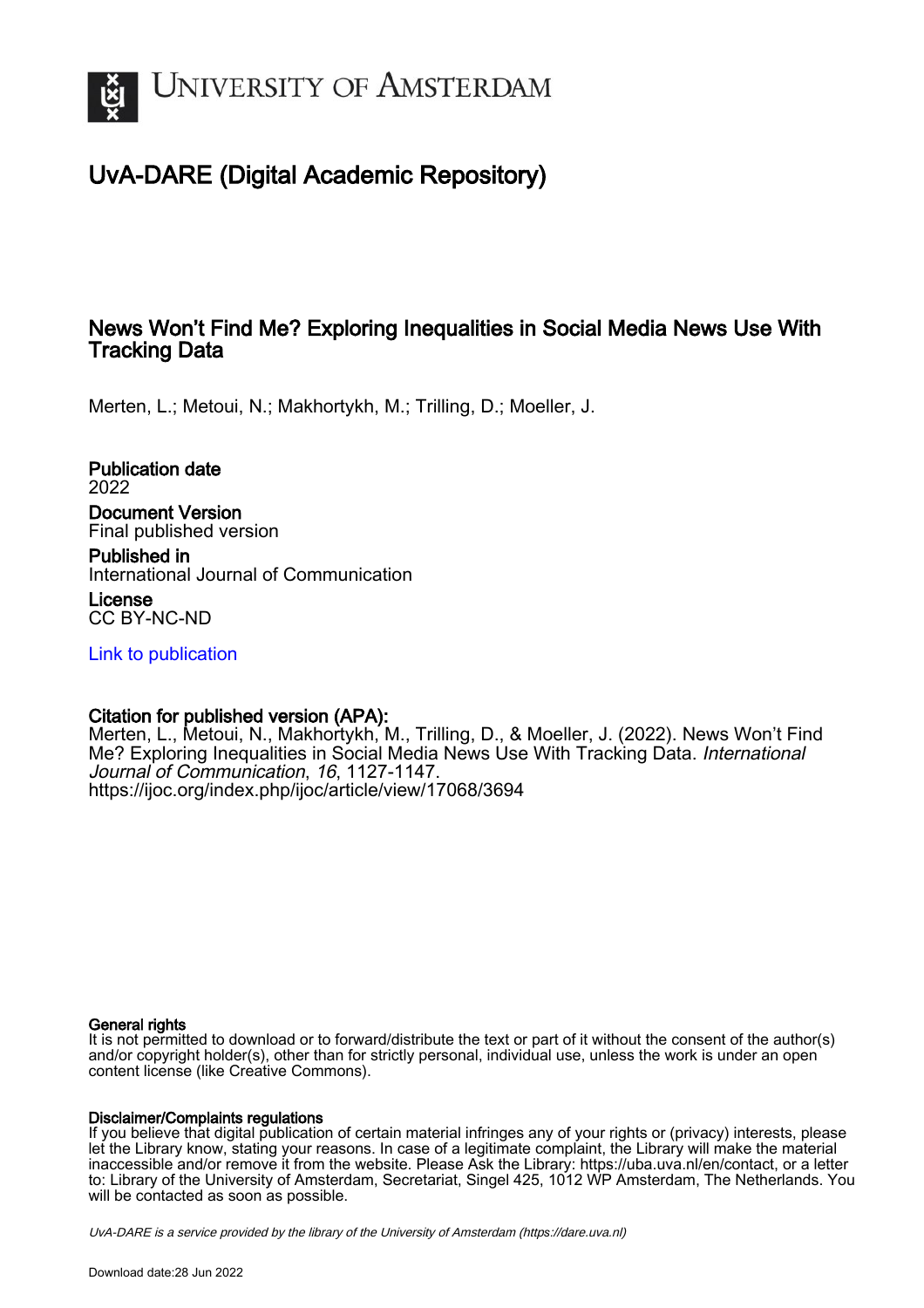# UNIVERSITY OF AMSTERDAM

## UvA-DARE (Digital Academic Repository)

### News Won't Find Me? Exploring Inequalities in Social Media News Use With Tracking Data

Merten, L.; Metoui, N.; Makhortykh, M.; Trilling, D.; Moeller, J.

**Publication date**
2022

**Document Version**
Final published version

**Published in**
International Journal of Communication

**License**
CC BY-NC-ND

Link to publication

**Citation for published version (APA):**
Merten, L., Metoui, N., Makhortykh, M., Trilling, D., & Moeller, J. (2022). News Won't Find Me? Exploring Inequalities in Social Media News Use With Tracking Data. *International Journal of Communication*, *16*, 1127-1147.
https://ijoc.org/index.php/ijoc/article/view/17068/3694

**General rights**
It is not permitted to download or to forward/distribute the text or part of it without the consent of the author(s) and/or copyright holder(s), other than for strictly personal, individual use, unless the work is under an open content license (like Creative Commons).

**Disclaimer/Complaints regulations**
If you believe that digital publication of certain material infringes any of your rights or (privacy) interests, please let the Library know, stating your reasons. In case of a legitimate complaint, the Library will make the material inaccessible and/or remove it from the website. Please Ask the Library: https://uba.uva.nl/en/contact, or a letter to: Library of the University of Amsterdam, Secretariat, Singel 425, 1012 WP Amsterdam, The Netherlands. You will be contacted as soon as possible.

UvA-DARE is a service provided by the library of the University of Amsterdam (https://dare.uva.nl)

Download date:28 Jun 2022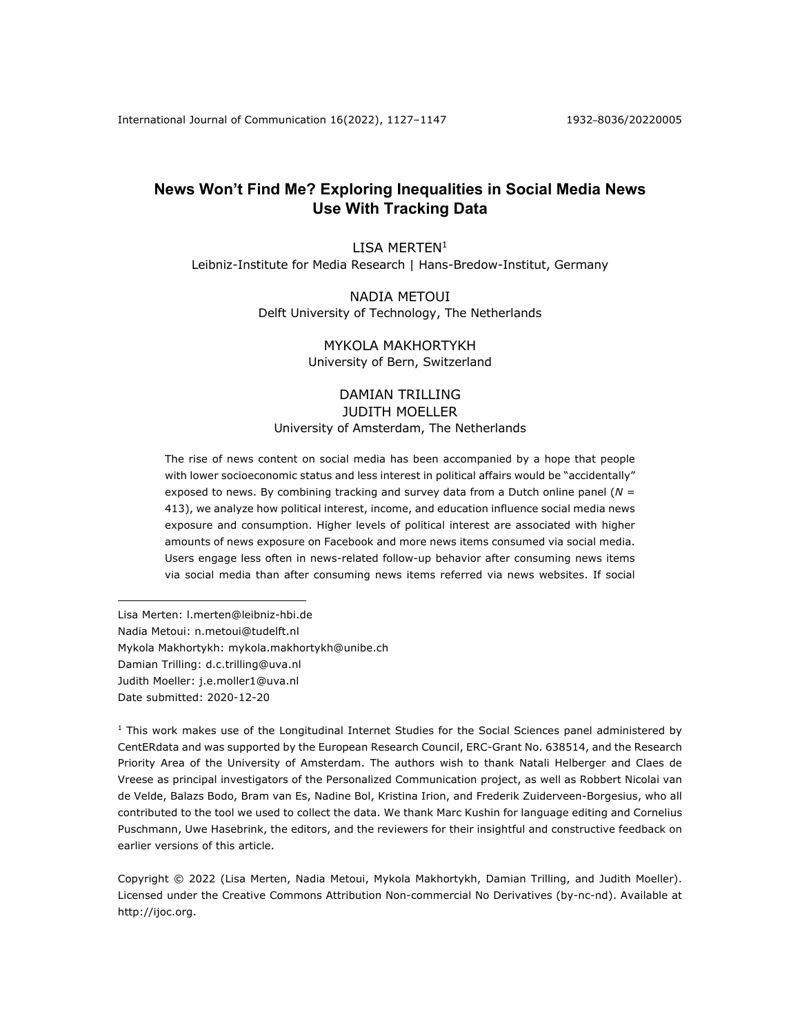# News Won't Find Me? Exploring Inequalities in Social Media News Use With Tracking Data

LISA MERTEN[1]
Leibniz-Institute for Media Research | Hans-Bredow-Institut, Germany

NADIA METOUI
Delft University of Technology, The Netherlands

MYKOLA MAKHORTYKH
University of Bern, Switzerland

DAMIAN TRILLING
JUDITH MOELLER
University of Amsterdam, The Netherlands

The rise of news content on social media has been accompanied by a hope that people with lower socioeconomic status and less interest in political affairs would be "accidentally" exposed to news. By combining tracking and survey data from a Dutch online panel (*N* = 413), we analyze how political interest, income, and education influence social media news exposure and consumption. Higher levels of political interest are associated with higher amounts of news exposure on Facebook and more news items consumed via social media. Users engage less often in news-related follow-up behavior after consuming news items via social media than after consuming news items referred via news websites. If social

---

Lisa Merten: l.merten@leibniz-hbi.de
Nadia Metoui: n.metoui@tudelft.nl
Mykola Makhortykh: mykola.makhortykh@unibe.ch
Damian Trilling: d.c.trilling@uva.nl
Judith Moeller: j.e.moller1@uva.nl
Date submitted: 2020-12-20

[1] This work makes use of the Longitudinal Internet Studies for the Social Sciences panel administered by CentERdata and was supported by the European Research Council, ERC-Grant No. 638514, and the Research Priority Area of the University of Amsterdam. The authors wish to thank Natali Helberger and Claes de Vreese as principal investigators of the Personalized Communication project, as well as Robbert Nicolai van de Velde, Balazs Bodo, Bram van Es, Nadine Bol, Kristina Irion, and Frederik Zuiderveen-Borgesius, who all contributed to the tool we used to collect the data. We thank Marc Kushin for language editing and Cornelius Puschmann, Uwe Hasebrink, the editors, and the reviewers for their insightful and constructive feedback on earlier versions of this article.

Copyright © 2022 (Lisa Merten, Nadia Metoui, Mykola Makhortykh, Damian Trilling, and Judith Moeller). Licensed under the Creative Commons Attribution Non-commercial No Derivatives (by-nc-nd). Available at http://ijoc.org.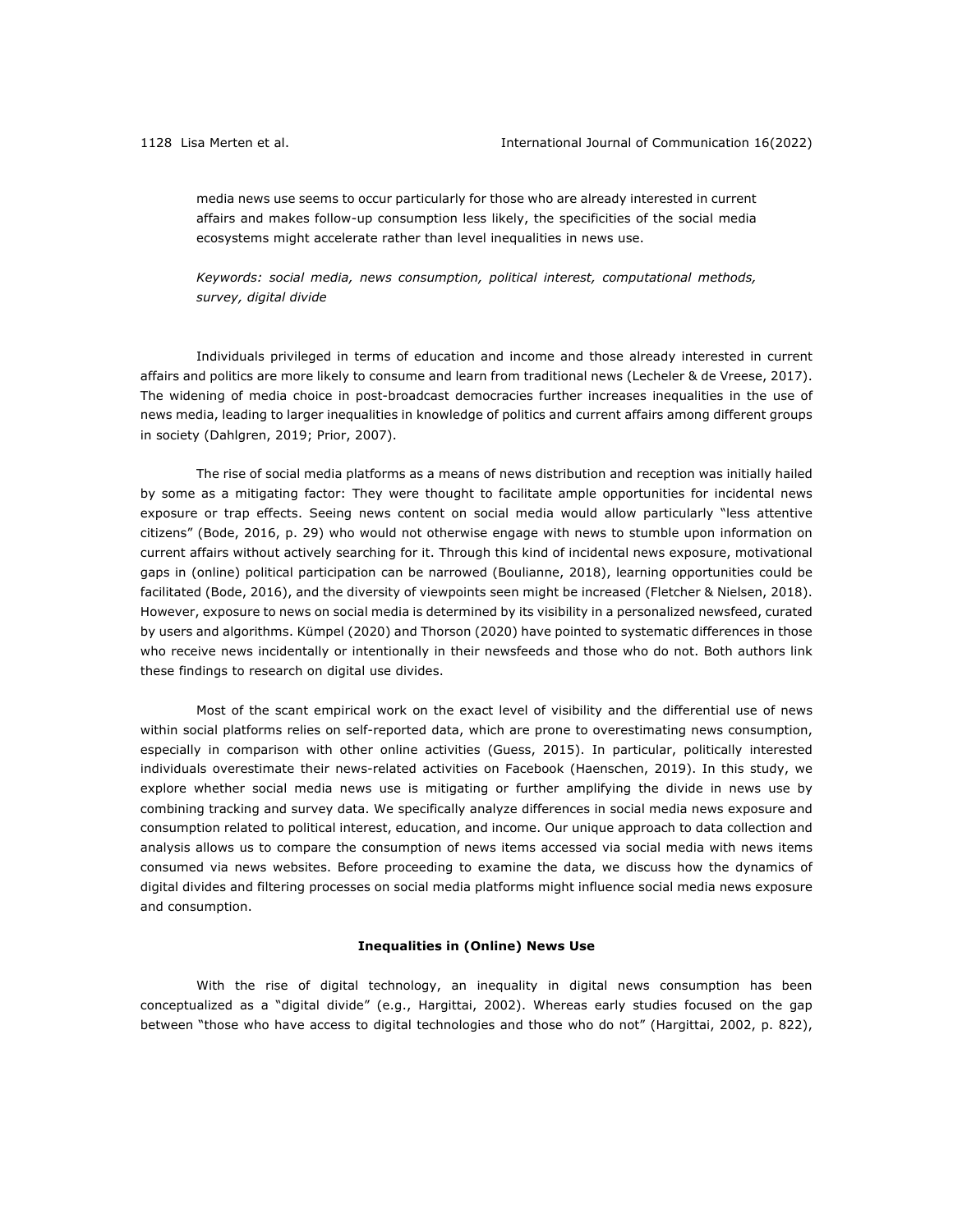media news use seems to occur particularly for those who are already interested in current affairs and makes follow-up consumption less likely, the specificities of the social media ecosystems might accelerate rather than level inequalities in news use.

*Keywords: social media, news consumption, political interest, computational methods, survey, digital divide*

Individuals privileged in terms of education and income and those already interested in current affairs and politics are more likely to consume and learn from traditional news (Lecheler & de Vreese, 2017). The widening of media choice in post-broadcast democracies further increases inequalities in the use of news media, leading to larger inequalities in knowledge of politics and current affairs among different groups in society (Dahlgren, 2019; Prior, 2007).

The rise of social media platforms as a means of news distribution and reception was initially hailed by some as a mitigating factor: They were thought to facilitate ample opportunities for incidental news exposure or trap effects. Seeing news content on social media would allow particularly "less attentive citizens" (Bode, 2016, p. 29) who would not otherwise engage with news to stumble upon information on current affairs without actively searching for it. Through this kind of incidental news exposure, motivational gaps in (online) political participation can be narrowed (Boulianne, 2018), learning opportunities could be facilitated (Bode, 2016), and the diversity of viewpoints seen might be increased (Fletcher & Nielsen, 2018). However, exposure to news on social media is determined by its visibility in a personalized newsfeed, curated by users and algorithms. Kümpel (2020) and Thorson (2020) have pointed to systematic differences in those who receive news incidentally or intentionally in their newsfeeds and those who do not. Both authors link these findings to research on digital use divides.

Most of the scant empirical work on the exact level of visibility and the differential use of news within social platforms relies on self-reported data, which are prone to overestimating news consumption, especially in comparison with other online activities (Guess, 2015). In particular, politically interested individuals overestimate their news-related activities on Facebook (Haenschen, 2019). In this study, we explore whether social media news use is mitigating or further amplifying the divide in news use by combining tracking and survey data. We specifically analyze differences in social media news exposure and consumption related to political interest, education, and income. Our unique approach to data collection and analysis allows us to compare the consumption of news items accessed via social media with news items consumed via news websites. Before proceeding to examine the data, we discuss how the dynamics of digital divides and filtering processes on social media platforms might influence social media news exposure and consumption.

## Inequalities in (Online) News Use

With the rise of digital technology, an inequality in digital news consumption has been conceptualized as a "digital divide" (e.g., Hargittai, 2002). Whereas early studies focused on the gap between "those who have access to digital technologies and those who do not" (Hargittai, 2002, p. 822),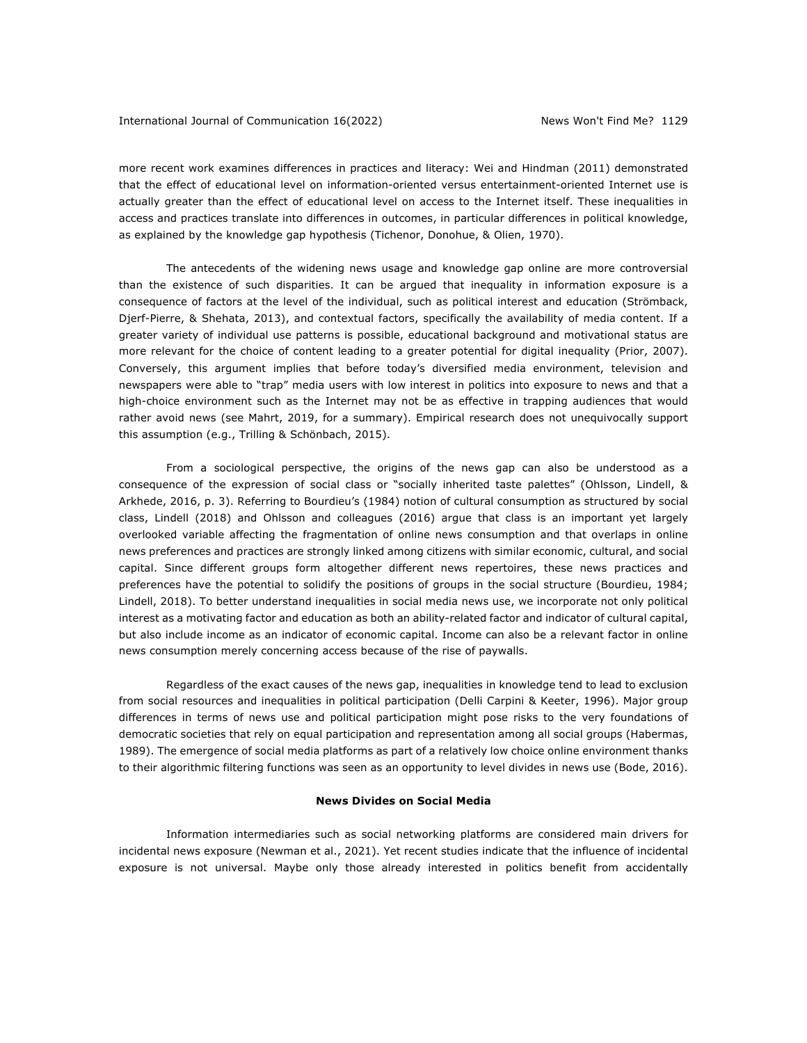more recent work examines differences in practices and literacy: Wei and Hindman (2011) demonstrated that the effect of educational level on information-oriented versus entertainment-oriented Internet use is actually greater than the effect of educational level on access to the Internet itself. These inequalities in access and practices translate into differences in outcomes, in particular differences in political knowledge, as explained by the knowledge gap hypothesis (Tichenor, Donohue, & Olien, 1970).

The antecedents of the widening news usage and knowledge gap online are more controversial than the existence of such disparities. It can be argued that inequality in information exposure is a consequence of factors at the level of the individual, such as political interest and education (Strömback, Djerf-Pierre, & Shehata, 2013), and contextual factors, specifically the availability of media content. If a greater variety of individual use patterns is possible, educational background and motivational status are more relevant for the choice of content leading to a greater potential for digital inequality (Prior, 2007). Conversely, this argument implies that before today's diversified media environment, television and newspapers were able to "trap" media users with low interest in politics into exposure to news and that a high-choice environment such as the Internet may not be as effective in trapping audiences that would rather avoid news (see Mahrt, 2019, for a summary). Empirical research does not unequivocally support this assumption (e.g., Trilling & Schönbach, 2015).

From a sociological perspective, the origins of the news gap can also be understood as a consequence of the expression of social class or "socially inherited taste palettes" (Ohlsson, Lindell, & Arkhede, 2016, p. 3). Referring to Bourdieu's (1984) notion of cultural consumption as structured by social class, Lindell (2018) and Ohlsson and colleagues (2016) argue that class is an important yet largely overlooked variable affecting the fragmentation of online news consumption and that overlaps in online news preferences and practices are strongly linked among citizens with similar economic, cultural, and social capital. Since different groups form altogether different news repertoires, these news practices and preferences have the potential to solidify the positions of groups in the social structure (Bourdieu, 1984; Lindell, 2018). To better understand inequalities in social media news use, we incorporate not only political interest as a motivating factor and education as both an ability-related factor and indicator of cultural capital, but also include income as an indicator of economic capital. Income can also be a relevant factor in online news consumption merely concerning access because of the rise of paywalls.

Regardless of the exact causes of the news gap, inequalities in knowledge tend to lead to exclusion from social resources and inequalities in political participation (Delli Carpini & Keeter, 1996). Major group differences in terms of news use and political participation might pose risks to the very foundations of democratic societies that rely on equal participation and representation among all social groups (Habermas, 1989). The emergence of social media platforms as part of a relatively low choice online environment thanks to their algorithmic filtering functions was seen as an opportunity to level divides in news use (Bode, 2016).

## News Divides on Social Media

Information intermediaries such as social networking platforms are considered main drivers for incidental news exposure (Newman et al., 2021). Yet recent studies indicate that the influence of incidental exposure is not universal. Maybe only those already interested in politics benefit from accidentally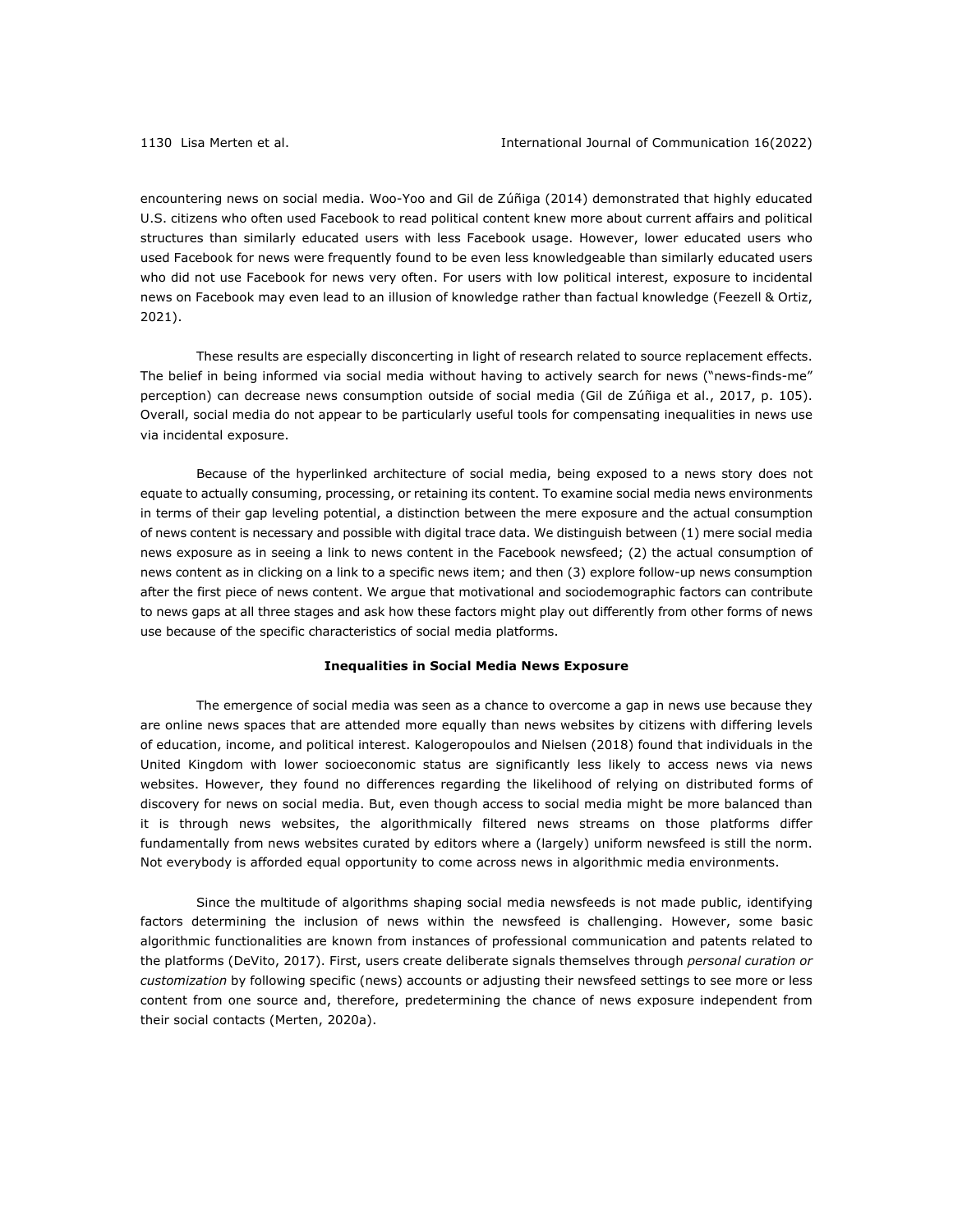encountering news on social media. Woo-Yoo and Gil de Zúñiga (2014) demonstrated that highly educated U.S. citizens who often used Facebook to read political content knew more about current affairs and political structures than similarly educated users with less Facebook usage. However, lower educated users who used Facebook for news were frequently found to be even less knowledgeable than similarly educated users who did not use Facebook for news very often. For users with low political interest, exposure to incidental news on Facebook may even lead to an illusion of knowledge rather than factual knowledge (Feezell & Ortiz, 2021).

These results are especially disconcerting in light of research related to source replacement effects. The belief in being informed via social media without having to actively search for news ("news-finds-me" perception) can decrease news consumption outside of social media (Gil de Zúñiga et al., 2017, p. 105). Overall, social media do not appear to be particularly useful tools for compensating inequalities in news use via incidental exposure.

Because of the hyperlinked architecture of social media, being exposed to a news story does not equate to actually consuming, processing, or retaining its content. To examine social media news environments in terms of their gap leveling potential, a distinction between the mere exposure and the actual consumption of news content is necessary and possible with digital trace data. We distinguish between (1) mere social media news exposure as in seeing a link to news content in the Facebook newsfeed; (2) the actual consumption of news content as in clicking on a link to a specific news item; and then (3) explore follow-up news consumption after the first piece of news content. We argue that motivational and sociodemographic factors can contribute to news gaps at all three stages and ask how these factors might play out differently from other forms of news use because of the specific characteristics of social media platforms.

## Inequalities in Social Media News Exposure

The emergence of social media was seen as a chance to overcome a gap in news use because they are online news spaces that are attended more equally than news websites by citizens with differing levels of education, income, and political interest. Kalogeropoulos and Nielsen (2018) found that individuals in the United Kingdom with lower socioeconomic status are significantly less likely to access news via news websites. However, they found no differences regarding the likelihood of relying on distributed forms of discovery for news on social media. But, even though access to social media might be more balanced than it is through news websites, the algorithmically filtered news streams on those platforms differ fundamentally from news websites curated by editors where a (largely) uniform newsfeed is still the norm. Not everybody is afforded equal opportunity to come across news in algorithmic media environments.

Since the multitude of algorithms shaping social media newsfeeds is not made public, identifying factors determining the inclusion of news within the newsfeed is challenging. However, some basic algorithmic functionalities are known from instances of professional communication and patents related to the platforms (DeVito, 2017). First, users create deliberate signals themselves through *personal curation or customization* by following specific (news) accounts or adjusting their newsfeed settings to see more or less content from one source and, therefore, predetermining the chance of news exposure independent from their social contacts (Merten, 2020a).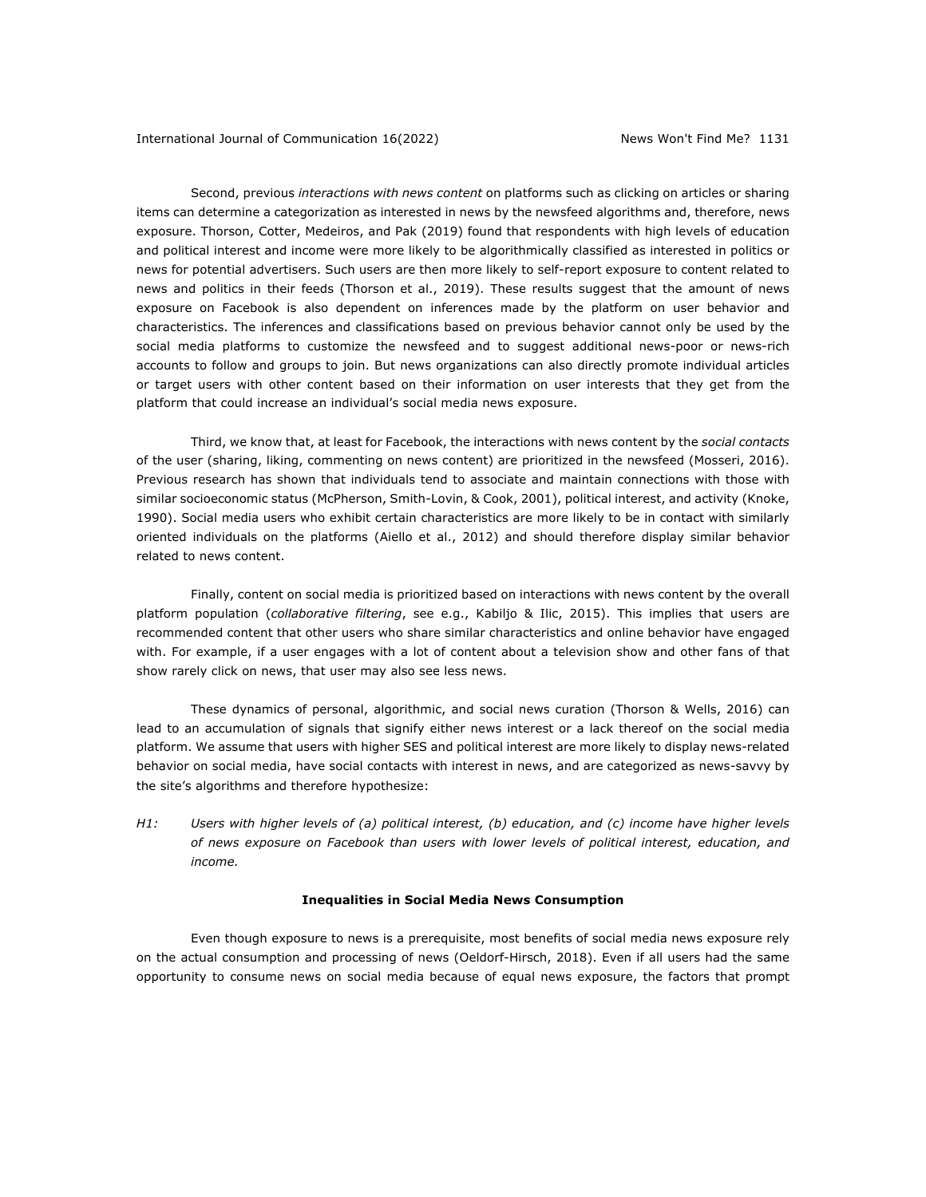Second, previous *interactions with news content* on platforms such as clicking on articles or sharing items can determine a categorization as interested in news by the newsfeed algorithms and, therefore, news exposure. Thorson, Cotter, Medeiros, and Pak (2019) found that respondents with high levels of education and political interest and income were more likely to be algorithmically classified as interested in politics or news for potential advertisers. Such users are then more likely to self-report exposure to content related to news and politics in their feeds (Thorson et al., 2019). These results suggest that the amount of news exposure on Facebook is also dependent on inferences made by the platform on user behavior and characteristics. The inferences and classifications based on previous behavior cannot only be used by the social media platforms to customize the newsfeed and to suggest additional news-poor or news-rich accounts to follow and groups to join. But news organizations can also directly promote individual articles or target users with other content based on their information on user interests that they get from the platform that could increase an individual's social media news exposure.

Third, we know that, at least for Facebook, the interactions with news content by the *social contacts* of the user (sharing, liking, commenting on news content) are prioritized in the newsfeed (Mosseri, 2016). Previous research has shown that individuals tend to associate and maintain connections with those with similar socioeconomic status (McPherson, Smith-Lovin, & Cook, 2001), political interest, and activity (Knoke, 1990). Social media users who exhibit certain characteristics are more likely to be in contact with similarly oriented individuals on the platforms (Aiello et al., 2012) and should therefore display similar behavior related to news content.

Finally, content on social media is prioritized based on interactions with news content by the overall platform population (*collaborative filtering*, see e.g., Kabiljo & Ilic, 2015). This implies that users are recommended content that other users who share similar characteristics and online behavior have engaged with. For example, if a user engages with a lot of content about a television show and other fans of that show rarely click on news, that user may also see less news.

These dynamics of personal, algorithmic, and social news curation (Thorson & Wells, 2016) can lead to an accumulation of signals that signify either news interest or a lack thereof on the social media platform. We assume that users with higher SES and political interest are more likely to display news-related behavior on social media, have social contacts with interest in news, and are categorized as news-savvy by the site's algorithms and therefore hypothesize:

*H1: Users with higher levels of (a) political interest, (b) education, and (c) income have higher levels of news exposure on Facebook than users with lower levels of political interest, education, and income.*

## Inequalities in Social Media News Consumption

Even though exposure to news is a prerequisite, most benefits of social media news exposure rely on the actual consumption and processing of news (Oeldorf-Hirsch, 2018). Even if all users had the same opportunity to consume news on social media because of equal news exposure, the factors that prompt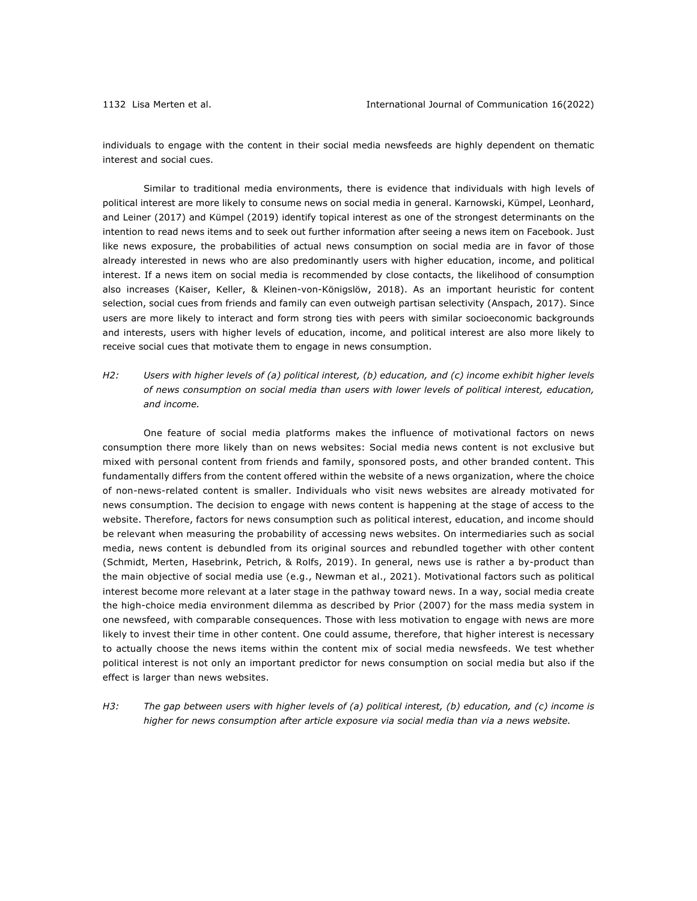individuals to engage with the content in their social media newsfeeds are highly dependent on thematic interest and social cues.

Similar to traditional media environments, there is evidence that individuals with high levels of political interest are more likely to consume news on social media in general. Karnowski, Kümpel, Leonhard, and Leiner (2017) and Kümpel (2019) identify topical interest as one of the strongest determinants on the intention to read news items and to seek out further information after seeing a news item on Facebook. Just like news exposure, the probabilities of actual news consumption on social media are in favor of those already interested in news who are also predominantly users with higher education, income, and political interest. If a news item on social media is recommended by close contacts, the likelihood of consumption also increases (Kaiser, Keller, & Kleinen-von-Königslöw, 2018). As an important heuristic for content selection, social cues from friends and family can even outweigh partisan selectivity (Anspach, 2017). Since users are more likely to interact and form strong ties with peers with similar socioeconomic backgrounds and interests, users with higher levels of education, income, and political interest are also more likely to receive social cues that motivate them to engage in news consumption.

*H2: Users with higher levels of (a) political interest, (b) education, and (c) income exhibit higher levels of news consumption on social media than users with lower levels of political interest, education, and income.*

One feature of social media platforms makes the influence of motivational factors on news consumption there more likely than on news websites: Social media news content is not exclusive but mixed with personal content from friends and family, sponsored posts, and other branded content. This fundamentally differs from the content offered within the website of a news organization, where the choice of non-news-related content is smaller. Individuals who visit news websites are already motivated for news consumption. The decision to engage with news content is happening at the stage of access to the website. Therefore, factors for news consumption such as political interest, education, and income should be relevant when measuring the probability of accessing news websites. On intermediaries such as social media, news content is debundled from its original sources and rebundled together with other content (Schmidt, Merten, Hasebrink, Petrich, & Rolfs, 2019). In general, news use is rather a by-product than the main objective of social media use (e.g., Newman et al., 2021). Motivational factors such as political interest become more relevant at a later stage in the pathway toward news. In a way, social media create the high-choice media environment dilemma as described by Prior (2007) for the mass media system in one newsfeed, with comparable consequences. Those with less motivation to engage with news are more likely to invest their time in other content. One could assume, therefore, that higher interest is necessary to actually choose the news items within the content mix of social media newsfeeds. We test whether political interest is not only an important predictor for news consumption on social media but also if the effect is larger than news websites.

*H3: The gap between users with higher levels of (a) political interest, (b) education, and (c) income is higher for news consumption after article exposure via social media than via a news website.*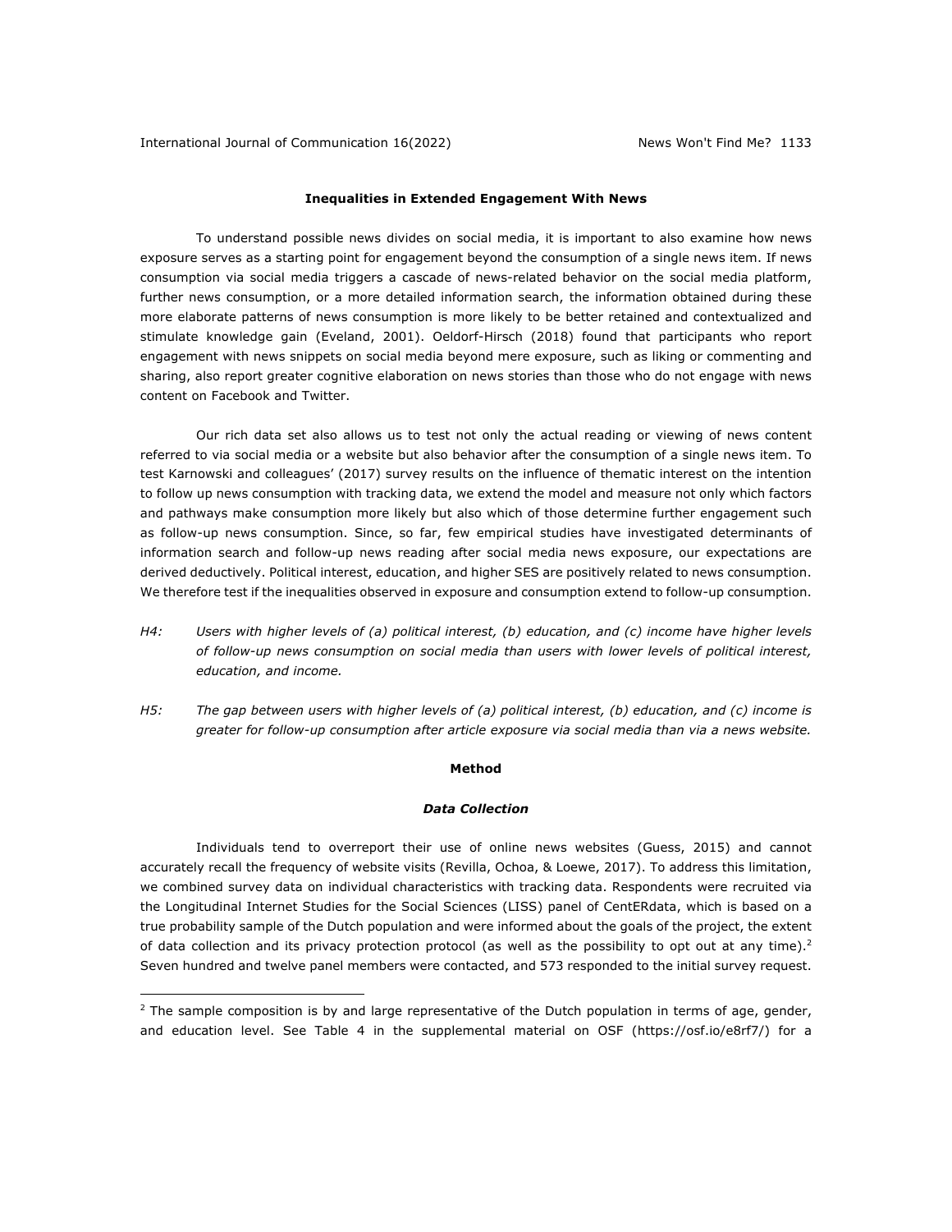### Inequalities in Extended Engagement With News

To understand possible news divides on social media, it is important to also examine how news exposure serves as a starting point for engagement beyond the consumption of a single news item. If news consumption via social media triggers a cascade of news-related behavior on the social media platform, further news consumption, or a more detailed information search, the information obtained during these more elaborate patterns of news consumption is more likely to be better retained and contextualized and stimulate knowledge gain (Eveland, 2001). Oeldorf-Hirsch (2018) found that participants who report engagement with news snippets on social media beyond mere exposure, such as liking or commenting and sharing, also report greater cognitive elaboration on news stories than those who do not engage with news content on Facebook and Twitter.

Our rich data set also allows us to test not only the actual reading or viewing of news content referred to via social media or a website but also behavior after the consumption of a single news item. To test Karnowski and colleagues' (2017) survey results on the influence of thematic interest on the intention to follow up news consumption with tracking data, we extend the model and measure not only which factors and pathways make consumption more likely but also which of those determine further engagement such as follow-up news consumption. Since, so far, few empirical studies have investigated determinants of information search and follow-up news reading after social media news exposure, our expectations are derived deductively. Political interest, education, and higher SES are positively related to news consumption. We therefore test if the inequalities observed in exposure and consumption extend to follow-up consumption.

*H4:* *Users with higher levels of (a) political interest, (b) education, and (c) income have higher levels of follow-up news consumption on social media than users with lower levels of political interest, education, and income.*

*H5:* *The gap between users with higher levels of (a) political interest, (b) education, and (c) income is greater for follow-up consumption after article exposure via social media than via a news website.*

## Method

### *Data Collection*

Individuals tend to overreport their use of online news websites (Guess, 2015) and cannot accurately recall the frequency of website visits (Revilla, Ochoa, & Loewe, 2017). To address this limitation, we combined survey data on individual characteristics with tracking data. Respondents were recruited via the Longitudinal Internet Studies for the Social Sciences (LISS) panel of CentERdata, which is based on a true probability sample of the Dutch population and were informed about the goals of the project, the extent of data collection and its privacy protection protocol (as well as the possibility to opt out at any time).[2] Seven hundred and twelve panel members were contacted, and 573 responded to the initial survey request.

[2] The sample composition is by and large representative of the Dutch population in terms of age, gender, and education level. See Table 4 in the supplemental material on OSF (https://osf.io/e8rf7/) for a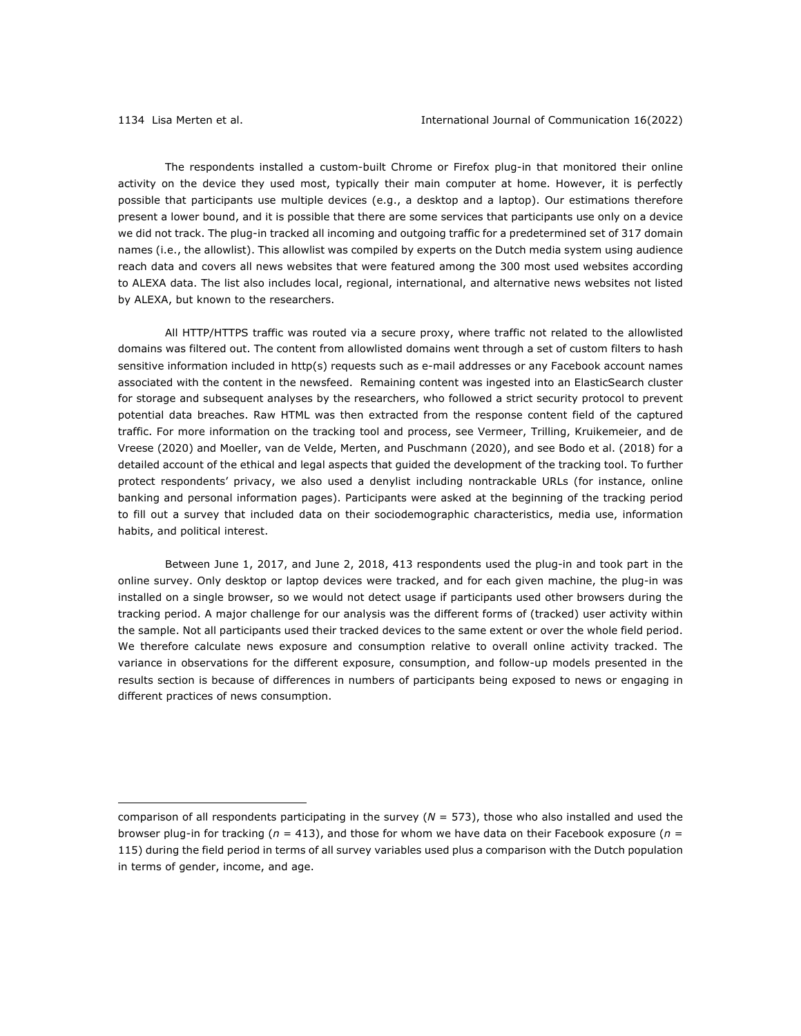The respondents installed a custom-built Chrome or Firefox plug-in that monitored their online activity on the device they used most, typically their main computer at home. However, it is perfectly possible that participants use multiple devices (e.g., a desktop and a laptop). Our estimations therefore present a lower bound, and it is possible that there are some services that participants use only on a device we did not track. The plug-in tracked all incoming and outgoing traffic for a predetermined set of 317 domain names (i.e., the allowlist). This allowlist was compiled by experts on the Dutch media system using audience reach data and covers all news websites that were featured among the 300 most used websites according to ALEXA data. The list also includes local, regional, international, and alternative news websites not listed by ALEXA, but known to the researchers.

All HTTP/HTTPS traffic was routed via a secure proxy, where traffic not related to the allowlisted domains was filtered out. The content from allowlisted domains went through a set of custom filters to hash sensitive information included in http(s) requests such as e-mail addresses or any Facebook account names associated with the content in the newsfeed. Remaining content was ingested into an ElasticSearch cluster for storage and subsequent analyses by the researchers, who followed a strict security protocol to prevent potential data breaches. Raw HTML was then extracted from the response content field of the captured traffic. For more information on the tracking tool and process, see Vermeer, Trilling, Kruikemeier, and de Vreese (2020) and Moeller, van de Velde, Merten, and Puschmann (2020), and see Bodo et al. (2018) for a detailed account of the ethical and legal aspects that guided the development of the tracking tool. To further protect respondents' privacy, we also used a denylist including nontrackable URLs (for instance, online banking and personal information pages). Participants were asked at the beginning of the tracking period to fill out a survey that included data on their sociodemographic characteristics, media use, information habits, and political interest.

Between June 1, 2017, and June 2, 2018, 413 respondents used the plug-in and took part in the online survey. Only desktop or laptop devices were tracked, and for each given machine, the plug-in was installed on a single browser, so we would not detect usage if participants used other browsers during the tracking period. A major challenge for our analysis was the different forms of (tracked) user activity within the sample. Not all participants used their tracked devices to the same extent or over the whole field period. We therefore calculate news exposure and consumption relative to overall online activity tracked. The variance in observations for the different exposure, consumption, and follow-up models presented in the results section is because of differences in numbers of participants being exposed to news or engaging in different practices of news consumption.

---

comparison of all respondents participating in the survey ($N$ = 573), those who also installed and used the browser plug-in for tracking ($n$ = 413), and those for whom we have data on their Facebook exposure ($n$ = 115) during the field period in terms of all survey variables used plus a comparison with the Dutch population in terms of gender, income, and age.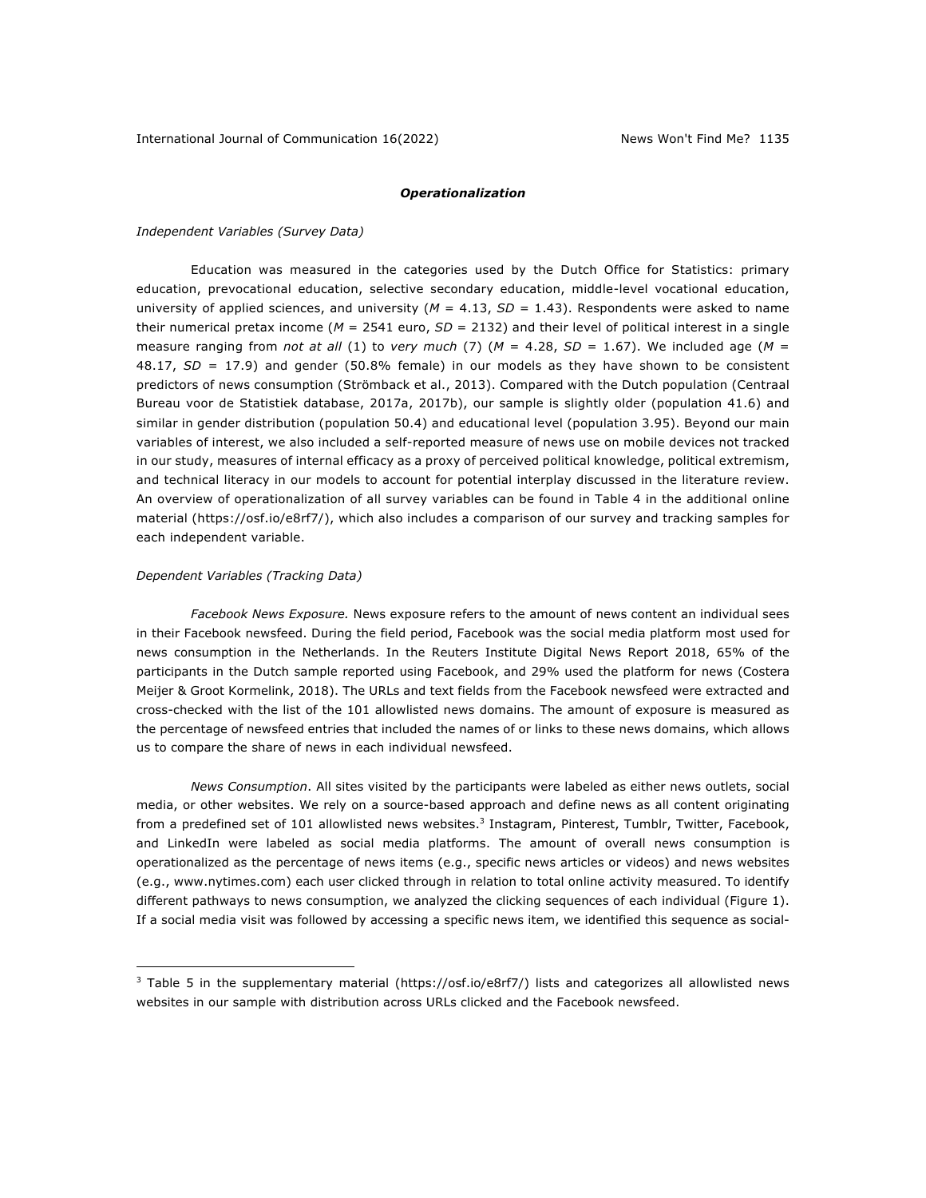### *Operationalization*

*Independent Variables (Survey Data)*

Education was measured in the categories used by the Dutch Office for Statistics: primary education, prevocational education, selective secondary education, middle-level vocational education, university of applied sciences, and university ($M$ = 4.13, $SD$ = 1.43). Respondents were asked to name their numerical pretax income ($M$ = 2541 euro, $SD$ = 2132) and their level of political interest in a single measure ranging from *not at all* (1) to *very much* (7) ($M$ = 4.28, $SD$ = 1.67). We included age ($M$ = 48.17, $SD$ = 17.9) and gender (50.8% female) in our models as they have shown to be consistent predictors of news consumption (Strömback et al., 2013). Compared with the Dutch population (Centraal Bureau voor de Statistiek database, 2017a, 2017b), our sample is slightly older (population 41.6) and similar in gender distribution (population 50.4) and educational level (population 3.95). Beyond our main variables of interest, we also included a self-reported measure of news use on mobile devices not tracked in our study, measures of internal efficacy as a proxy of perceived political knowledge, political extremism, and technical literacy in our models to account for potential interplay discussed in the literature review. An overview of operationalization of all survey variables can be found in Table 4 in the additional online material (https://osf.io/e8rf7/), which also includes a comparison of our survey and tracking samples for each independent variable.

*Dependent Variables (Tracking Data)*

*Facebook News Exposure.* News exposure refers to the amount of news content an individual sees in their Facebook newsfeed. During the field period, Facebook was the social media platform most used for news consumption in the Netherlands. In the Reuters Institute Digital News Report 2018, 65% of the participants in the Dutch sample reported using Facebook, and 29% used the platform for news (Costera Meijer & Groot Kormelink, 2018). The URLs and text fields from the Facebook newsfeed were extracted and cross-checked with the list of the 101 allowlisted news domains. The amount of exposure is measured as the percentage of newsfeed entries that included the names of or links to these news domains, which allows us to compare the share of news in each individual newsfeed.

*News Consumption*. All sites visited by the participants were labeled as either news outlets, social media, or other websites. We rely on a source-based approach and define news as all content originating from a predefined set of 101 allowlisted news websites.[3] Instagram, Pinterest, Tumblr, Twitter, Facebook, and LinkedIn were labeled as social media platforms. The amount of overall news consumption is operationalized as the percentage of news items (e.g., specific news articles or videos) and news websites (e.g., www.nytimes.com) each user clicked through in relation to total online activity measured. To identify different pathways to news consumption, we analyzed the clicking sequences of each individual (Figure 1). If a social media visit was followed by accessing a specific news item, we identified this sequence as social-

[3] Table 5 in the supplementary material (https://osf.io/e8rf7/) lists and categorizes all allowlisted news websites in our sample with distribution across URLs clicked and the Facebook newsfeed.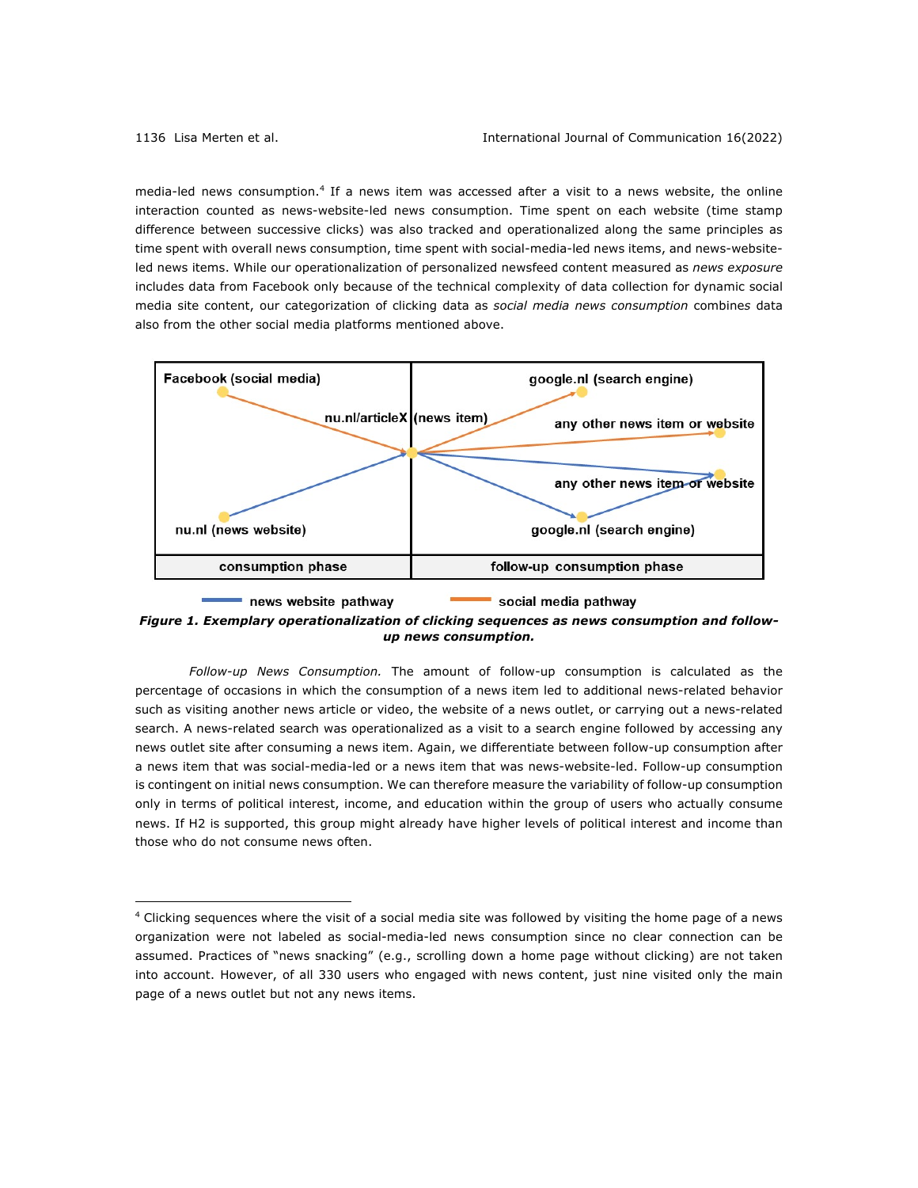media-led news consumption.[4] If a news item was accessed after a visit to a news website, the online interaction counted as news-website-led news consumption. Time spent on each website (time stamp difference between successive clicks) was also tracked and operationalized along the same principles as time spent with overall news consumption, time spent with social-media-led news items, and news-website-led news items. While our operationalization of personalized newsfeed content measured as *news exposure* includes data from Facebook only because of the technical complexity of data collection for dynamic social media site content, our categorization of clicking data as *social media news consumption* combines data also from the other social media platforms mentioned above.

***Figure 1. Exemplary operationalization of clicking sequences as news consumption and follow-up news consumption.***

*Follow-up News Consumption.* The amount of follow-up consumption is calculated as the percentage of occasions in which the consumption of a news item led to additional news-related behavior such as visiting another news article or video, the website of a news outlet, or carrying out a news-related search. A news-related search was operationalized as a visit to a search engine followed by accessing any news outlet site after consuming a news item. Again, we differentiate between follow-up consumption after a news item that was social-media-led or a news item that was news-website-led. Follow-up consumption is contingent on initial news consumption. We can therefore measure the variability of follow-up consumption only in terms of political interest, income, and education within the group of users who actually consume news. If H2 is supported, this group might already have higher levels of political interest and income than those who do not consume news often.

---

[4] Clicking sequences where the visit of a social media site was followed by visiting the home page of a news organization were not labeled as social-media-led news consumption since no clear connection can be assumed. Practices of "news snacking" (e.g., scrolling down a home page without clicking) are not taken into account. However, of all 330 users who engaged with news content, just nine visited only the main page of a news outlet but not any news items.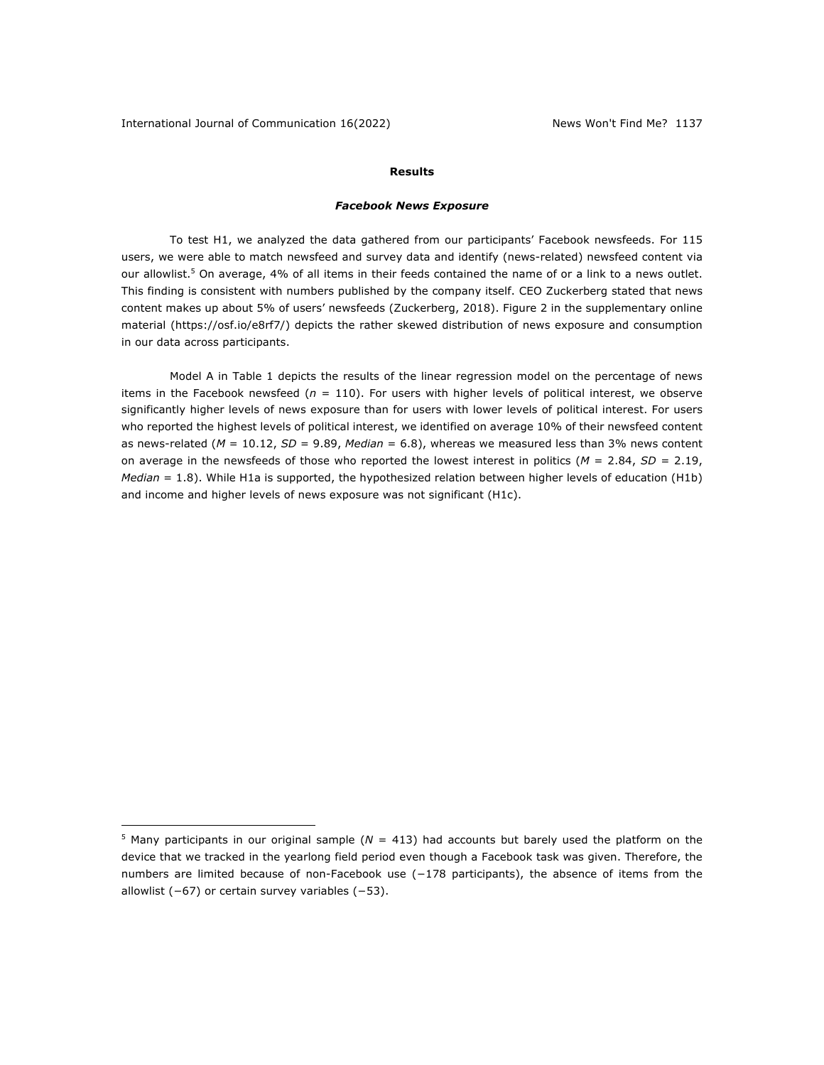## Results

### *Facebook News Exposure*

To test H1, we analyzed the data gathered from our participants' Facebook newsfeeds. For 115 users, we were able to match newsfeed and survey data and identify (news-related) newsfeed content via our allowlist.[5] On average, 4% of all items in their feeds contained the name of or a link to a news outlet. This finding is consistent with numbers published by the company itself. CEO Zuckerberg stated that news content makes up about 5% of users' newsfeeds (Zuckerberg, 2018). Figure 2 in the supplementary online material (https://osf.io/e8rf7/) depicts the rather skewed distribution of news exposure and consumption in our data across participants.

Model A in Table 1 depicts the results of the linear regression model on the percentage of news items in the Facebook newsfeed ($n$ = 110). For users with higher levels of political interest, we observe significantly higher levels of news exposure than for users with lower levels of political interest. For users who reported the highest levels of political interest, we identified on average 10% of their newsfeed content as news-related ($M$ = 10.12, $SD$ = 9.89, *Median* = 6.8), whereas we measured less than 3% news content on average in the newsfeeds of those who reported the lowest interest in politics ($M$ = 2.84, $SD$ = 2.19, *Median* = 1.8). While H1a is supported, the hypothesized relation between higher levels of education (H1b) and income and higher levels of news exposure was not significant (H1c).

---

[5] Many participants in our original sample ($N$ = 413) had accounts but barely used the platform on the device that we tracked in the yearlong field period even though a Facebook task was given. Therefore, the numbers are limited because of non-Facebook use (−178 participants), the absence of items from the allowlist (−67) or certain survey variables (−53).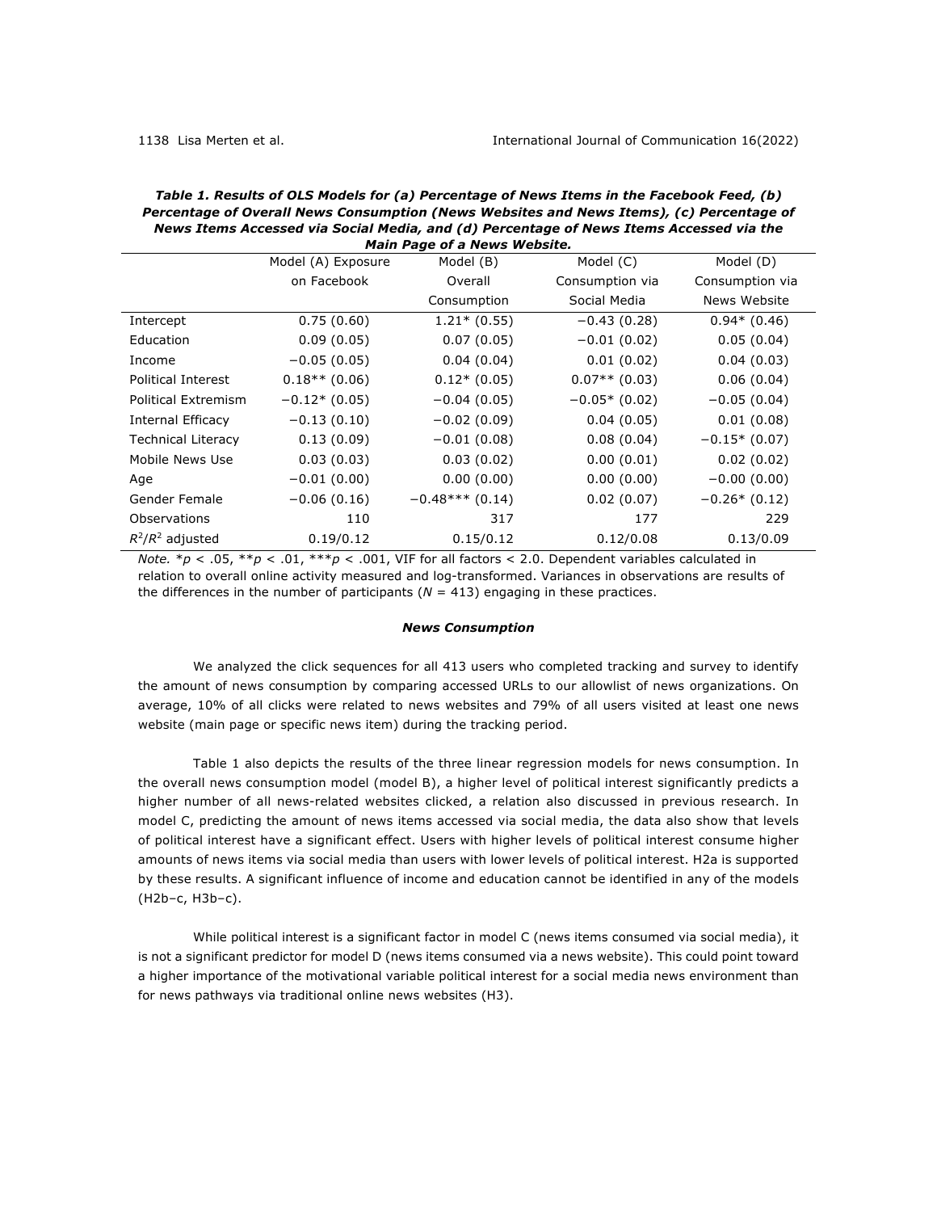***Table 1. Results of OLS Models for (a) Percentage of News Items in the Facebook Feed, (b) Percentage of Overall News Consumption (News Websites and News Items), (c) Percentage of News Items Accessed via Social Media, and (d) Percentage of News Items Accessed via the Main Page of a News Website.***

| | Model (A) Exposure on Facebook | Model (B) Overall Consumption | Model (C) Consumption via Social Media | Model (D) Consumption via News Website |
|---|---|---|---|---|
| Intercept | 0.75 (0.60) | 1.21* (0.55) | −0.43 (0.28) | 0.94* (0.46) |
| Education | 0.09 (0.05) | 0.07 (0.05) | −0.01 (0.02) | 0.05 (0.04) |
| Income | −0.05 (0.05) | 0.04 (0.04) | 0.01 (0.02) | 0.04 (0.03) |
| Political Interest | 0.18** (0.06) | 0.12* (0.05) | 0.07** (0.03) | 0.06 (0.04) |
| Political Extremism | −0.12* (0.05) | −0.04 (0.05) | −0.05* (0.02) | −0.05 (0.04) |
| Internal Efficacy | −0.13 (0.10) | −0.02 (0.09) | 0.04 (0.05) | 0.01 (0.08) |
| Technical Literacy | 0.13 (0.09) | −0.01 (0.08) | 0.08 (0.04) | −0.15* (0.07) |
| Mobile News Use | 0.03 (0.03) | 0.03 (0.02) | 0.00 (0.01) | 0.02 (0.02) |
| Age | −0.01 (0.00) | 0.00 (0.00) | 0.00 (0.00) | −0.00 (0.00) |
| Gender Female | −0.06 (0.16) | −0.48*** (0.14) | 0.02 (0.07) | −0.26* (0.12) |
| Observations | 110 | 317 | 177 | 229 |
| $R^2$/$R^2$ adjusted | 0.19/0.12 | 0.15/0.12 | 0.12/0.08 | 0.13/0.09 |

*Note.* $*p < .05$, $**p < .01$, $***p < .001$, VIF for all factors < 2.0. Dependent variables calculated in relation to overall online activity measured and log-transformed. Variances in observations are results of the differences in the number of participants ($N$ = 413) engaging in these practices.

### *News Consumption*

We analyzed the click sequences for all 413 users who completed tracking and survey to identify the amount of news consumption by comparing accessed URLs to our allowlist of news organizations. On average, 10% of all clicks were related to news websites and 79% of all users visited at least one news website (main page or specific news item) during the tracking period.

Table 1 also depicts the results of the three linear regression models for news consumption. In the overall news consumption model (model B), a higher level of political interest significantly predicts a higher number of all news-related websites clicked, a relation also discussed in previous research. In model C, predicting the amount of news items accessed via social media, the data also show that levels of political interest have a significant effect. Users with higher levels of political interest consume higher amounts of news items via social media than users with lower levels of political interest. H2a is supported by these results. A significant influence of income and education cannot be identified in any of the models (H2b–c, H3b–c).

While political interest is a significant factor in model C (news items consumed via social media), it is not a significant predictor for model D (news items consumed via a news website). This could point toward a higher importance of the motivational variable political interest for a social media news environment than for news pathways via traditional online news websites (H3).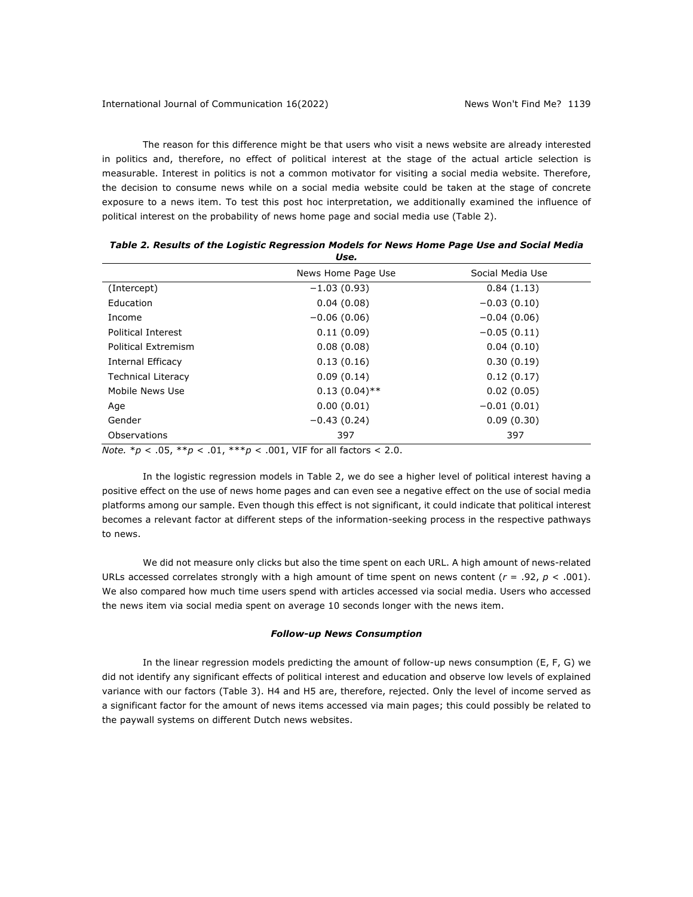The reason for this difference might be that users who visit a news website are already interested in politics and, therefore, no effect of political interest at the stage of the actual article selection is measurable. Interest in politics is not a common motivator for visiting a social media website. Therefore, the decision to consume news while on a social media website could be taken at the stage of concrete exposure to a news item. To test this post hoc interpretation, we additionally examined the influence of political interest on the probability of news home page and social media use (Table 2).

***Table 2. Results of the Logistic Regression Models for News Home Page Use and Social Media Use.***

| | News Home Page Use | Social Media Use |
|---|---|---|
| (Intercept) | −1.03 (0.93) | 0.84 (1.13) |
| Education | 0.04 (0.08) | −0.03 (0.10) |
| Income | −0.06 (0.06) | −0.04 (0.06) |
| Political Interest | 0.11 (0.09) | −0.05 (0.11) |
| Political Extremism | 0.08 (0.08) | 0.04 (0.10) |
| Internal Efficacy | 0.13 (0.16) | 0.30 (0.19) |
| Technical Literacy | 0.09 (0.14) | 0.12 (0.17) |
| Mobile News Use | 0.13 (0.04)** | 0.02 (0.05) |
| Age | 0.00 (0.01) | −0.01 (0.01) |
| Gender | −0.43 (0.24) | 0.09 (0.30) |
| Observations | 397 | 397 |

*Note.* \*$p < .05$, \*\*$p < .01$, \*\*\*$p < .001$, VIF for all factors < 2.0.

In the logistic regression models in Table 2, we do see a higher level of political interest having a positive effect on the use of news home pages and can even see a negative effect on the use of social media platforms among our sample. Even though this effect is not significant, it could indicate that political interest becomes a relevant factor at different steps of the information-seeking process in the respective pathways to news.

We did not measure only clicks but also the time spent on each URL. A high amount of news-related URLs accessed correlates strongly with a high amount of time spent on news content ($r = .92$, $p < .001$). We also compared how much time users spend with articles accessed via social media. Users who accessed the news item via social media spent on average 10 seconds longer with the news item.

#### ***Follow-up News Consumption***

In the linear regression models predicting the amount of follow-up news consumption (E, F, G) we did not identify any significant effects of political interest and education and observe low levels of explained variance with our factors (Table 3). H4 and H5 are, therefore, rejected. Only the level of income served as a significant factor for the amount of news items accessed via main pages; this could possibly be related to the paywall systems on different Dutch news websites.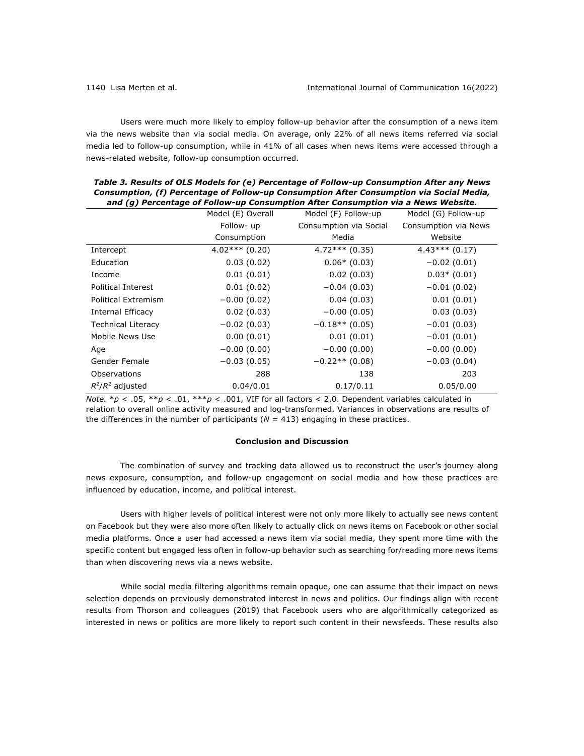Users were much more likely to employ follow-up behavior after the consumption of a news item via the news website than via social media. On average, only 22% of all news items referred via social media led to follow-up consumption, while in 41% of all cases when news items were accessed through a news-related website, follow-up consumption occurred.

***Table 3. Results of OLS Models for (e) Percentage of Follow-up Consumption After any News Consumption, (f) Percentage of Follow-up Consumption After Consumption via Social Media, and (g) Percentage of Follow-up Consumption After Consumption via a News Website.***

| | Model (E) Overall Follow- up Consumption | Model (F) Follow-up Consumption via Social Media | Model (G) Follow-up Consumption via News Website |
|---|---|---|---|
| Intercept | 4.02*** (0.20) | 4.72*** (0.35) | 4.43*** (0.17) |
| Education | 0.03 (0.02) | 0.06* (0.03) | −0.02 (0.01) |
| Income | 0.01 (0.01) | 0.02 (0.03) | 0.03* (0.01) |
| Political Interest | 0.01 (0.02) | −0.04 (0.03) | −0.01 (0.02) |
| Political Extremism | −0.00 (0.02) | 0.04 (0.03) | 0.01 (0.01) |
| Internal Efficacy | 0.02 (0.03) | −0.00 (0.05) | 0.03 (0.03) |
| Technical Literacy | −0.02 (0.03) | −0.18** (0.05) | −0.01 (0.03) |
| Mobile News Use | 0.00 (0.01) | 0.01 (0.01) | −0.01 (0.01) |
| Age | −0.00 (0.00) | −0.00 (0.00) | −0.00 (0.00) |
| Gender Female | −0.03 (0.05) | −0.22** (0.08) | −0.03 (0.04) |
| Observations | 288 | 138 | 203 |
| $R^2$/$R^2$ adjusted | 0.04/0.01 | 0.17/0.11 | 0.05/0.00 |

*Note.* *$p < .05$, **$p < .01$, ***$p < .001$, VIF for all factors < 2.0. Dependent variables calculated in relation to overall online activity measured and log-transformed. Variances in observations are results of the differences in the number of participants ($N = 413$) engaging in these practices.

## Conclusion and Discussion

The combination of survey and tracking data allowed us to reconstruct the user's journey along news exposure, consumption, and follow-up engagement on social media and how these practices are influenced by education, income, and political interest.

Users with higher levels of political interest were not only more likely to actually see news content on Facebook but they were also more often likely to actually click on news items on Facebook or other social media platforms. Once a user had accessed a news item via social media, they spent more time with the specific content but engaged less often in follow-up behavior such as searching for/reading more news items than when discovering news via a news website.

While social media filtering algorithms remain opaque, one can assume that their impact on news selection depends on previously demonstrated interest in news and politics. Our findings align with recent results from Thorson and colleagues (2019) that Facebook users who are algorithmically categorized as interested in news or politics are more likely to report such content in their newsfeeds. These results also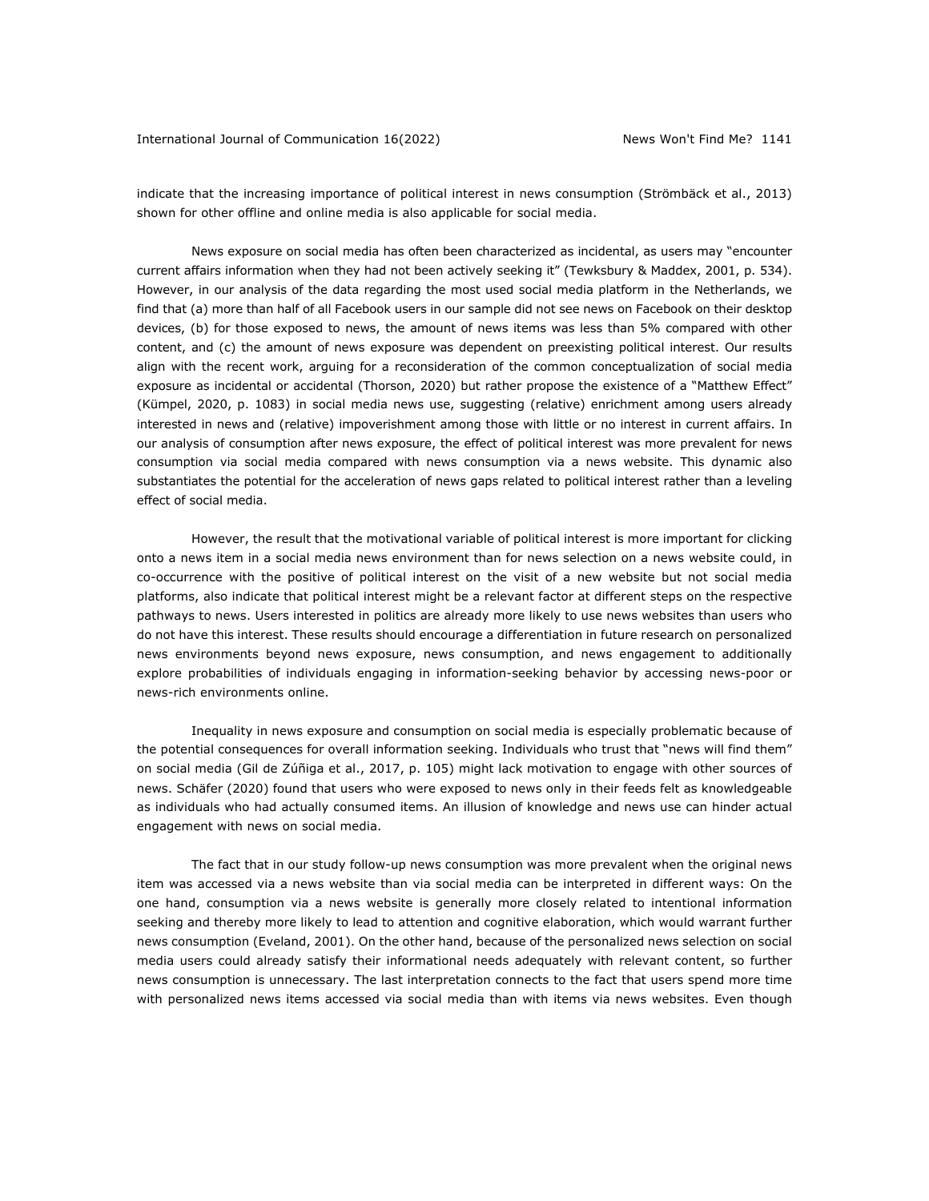indicate that the increasing importance of political interest in news consumption (Strömbäck et al., 2013) shown for other offline and online media is also applicable for social media.

News exposure on social media has often been characterized as incidental, as users may "encounter current affairs information when they had not been actively seeking it" (Tewksbury & Maddex, 2001, p. 534). However, in our analysis of the data regarding the most used social media platform in the Netherlands, we find that (a) more than half of all Facebook users in our sample did not see news on Facebook on their desktop devices, (b) for those exposed to news, the amount of news items was less than 5% compared with other content, and (c) the amount of news exposure was dependent on preexisting political interest. Our results align with the recent work, arguing for a reconsideration of the common conceptualization of social media exposure as incidental or accidental (Thorson, 2020) but rather propose the existence of a "Matthew Effect" (Kümpel, 2020, p. 1083) in social media news use, suggesting (relative) enrichment among users already interested in news and (relative) impoverishment among those with little or no interest in current affairs. In our analysis of consumption after news exposure, the effect of political interest was more prevalent for news consumption via social media compared with news consumption via a news website. This dynamic also substantiates the potential for the acceleration of news gaps related to political interest rather than a leveling effect of social media.

However, the result that the motivational variable of political interest is more important for clicking onto a news item in a social media news environment than for news selection on a news website could, in co-occurrence with the positive of political interest on the visit of a new website but not social media platforms, also indicate that political interest might be a relevant factor at different steps on the respective pathways to news. Users interested in politics are already more likely to use news websites than users who do not have this interest. These results should encourage a differentiation in future research on personalized news environments beyond news exposure, news consumption, and news engagement to additionally explore probabilities of individuals engaging in information-seeking behavior by accessing news-poor or news-rich environments online.

Inequality in news exposure and consumption on social media is especially problematic because of the potential consequences for overall information seeking. Individuals who trust that "news will find them" on social media (Gil de Zúñiga et al., 2017, p. 105) might lack motivation to engage with other sources of news. Schäfer (2020) found that users who were exposed to news only in their feeds felt as knowledgeable as individuals who had actually consumed items. An illusion of knowledge and news use can hinder actual engagement with news on social media.

The fact that in our study follow-up news consumption was more prevalent when the original news item was accessed via a news website than via social media can be interpreted in different ways: On the one hand, consumption via a news website is generally more closely related to intentional information seeking and thereby more likely to lead to attention and cognitive elaboration, which would warrant further news consumption (Eveland, 2001). On the other hand, because of the personalized news selection on social media users could already satisfy their informational needs adequately with relevant content, so further news consumption is unnecessary. The last interpretation connects to the fact that users spend more time with personalized news items accessed via social media than with items via news websites. Even though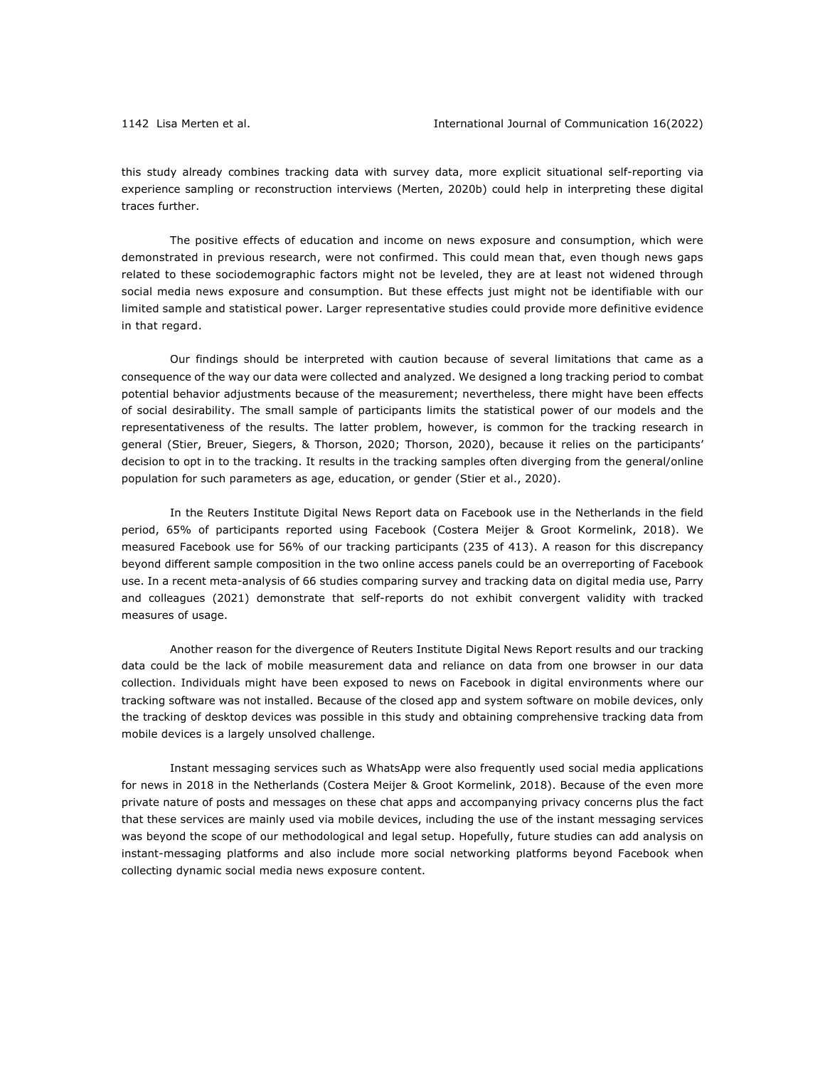this study already combines tracking data with survey data, more explicit situational self-reporting via experience sampling or reconstruction interviews (Merten, 2020b) could help in interpreting these digital traces further.

The positive effects of education and income on news exposure and consumption, which were demonstrated in previous research, were not confirmed. This could mean that, even though news gaps related to these sociodemographic factors might not be leveled, they are at least not widened through social media news exposure and consumption. But these effects just might not be identifiable with our limited sample and statistical power. Larger representative studies could provide more definitive evidence in that regard.

Our findings should be interpreted with caution because of several limitations that came as a consequence of the way our data were collected and analyzed. We designed a long tracking period to combat potential behavior adjustments because of the measurement; nevertheless, there might have been effects of social desirability. The small sample of participants limits the statistical power of our models and the representativeness of the results. The latter problem, however, is common for the tracking research in general (Stier, Breuer, Siegers, & Thorson, 2020; Thorson, 2020), because it relies on the participants' decision to opt in to the tracking. It results in the tracking samples often diverging from the general/online population for such parameters as age, education, or gender (Stier et al., 2020).

In the Reuters Institute Digital News Report data on Facebook use in the Netherlands in the field period, 65% of participants reported using Facebook (Costera Meijer & Groot Kormelink, 2018). We measured Facebook use for 56% of our tracking participants (235 of 413). A reason for this discrepancy beyond different sample composition in the two online access panels could be an overreporting of Facebook use. In a recent meta-analysis of 66 studies comparing survey and tracking data on digital media use, Parry and colleagues (2021) demonstrate that self-reports do not exhibit convergent validity with tracked measures of usage.

Another reason for the divergence of Reuters Institute Digital News Report results and our tracking data could be the lack of mobile measurement data and reliance on data from one browser in our data collection. Individuals might have been exposed to news on Facebook in digital environments where our tracking software was not installed. Because of the closed app and system software on mobile devices, only the tracking of desktop devices was possible in this study and obtaining comprehensive tracking data from mobile devices is a largely unsolved challenge.

Instant messaging services such as WhatsApp were also frequently used social media applications for news in 2018 in the Netherlands (Costera Meijer & Groot Kormelink, 2018). Because of the even more private nature of posts and messages on these chat apps and accompanying privacy concerns plus the fact that these services are mainly used via mobile devices, including the use of the instant messaging services was beyond the scope of our methodological and legal setup. Hopefully, future studies can add analysis on instant-messaging platforms and also include more social networking platforms beyond Facebook when collecting dynamic social media news exposure content.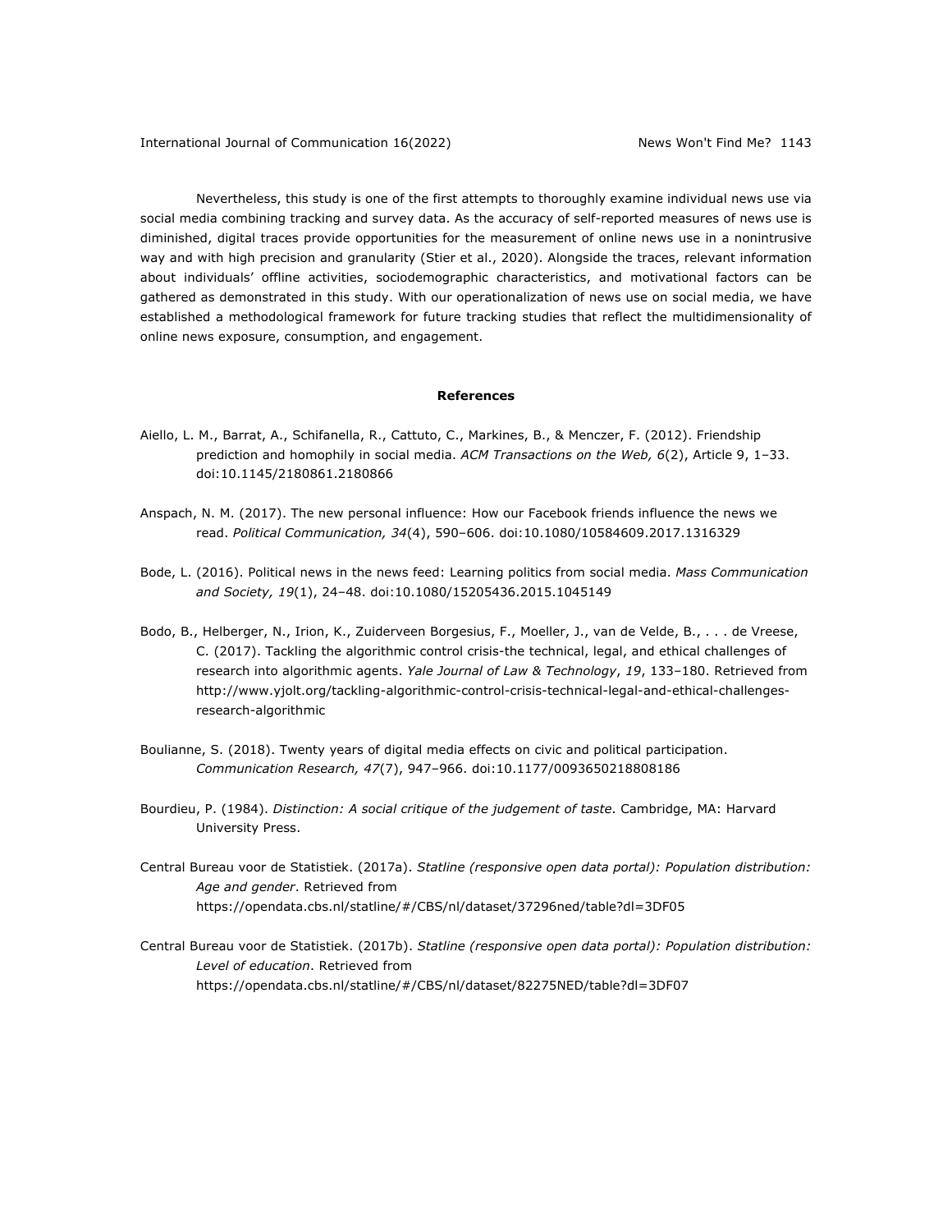Nevertheless, this study is one of the first attempts to thoroughly examine individual news use via social media combining tracking and survey data. As the accuracy of self-reported measures of news use is diminished, digital traces provide opportunities for the measurement of online news use in a nonintrusive way and with high precision and granularity (Stier et al., 2020). Alongside the traces, relevant information about individuals' offline activities, sociodemographic characteristics, and motivational factors can be gathered as demonstrated in this study. With our operationalization of news use on social media, we have established a methodological framework for future tracking studies that reflect the multidimensionality of online news exposure, consumption, and engagement.

## References

Aiello, L. M., Barrat, A., Schifanella, R., Cattuto, C., Markines, B., & Menczer, F. (2012). Friendship prediction and homophily in social media. *ACM Transactions on the Web, 6*(2), Article 9, 1–33. doi:10.1145/2180861.2180866

Anspach, N. M. (2017). The new personal influence: How our Facebook friends influence the news we read. *Political Communication, 34*(4), 590–606. doi:10.1080/10584609.2017.1316329

Bode, L. (2016). Political news in the news feed: Learning politics from social media. *Mass Communication and Society, 19*(1), 24–48. doi:10.1080/15205436.2015.1045149

Bodo, B., Helberger, N., Irion, K., Zuiderveen Borgesius, F., Moeller, J., van de Velde, B., . . . de Vreese, C. (2017). Tackling the algorithmic control crisis-the technical, legal, and ethical challenges of research into algorithmic agents. *Yale Journal of Law & Technology*, *19*, 133–180. Retrieved from http://www.yjolt.org/tackling-algorithmic-control-crisis-technical-legal-and-ethical-challenges-research-algorithmic

Boulianne, S. (2018). Twenty years of digital media effects on civic and political participation. *Communication Research, 47*(7), 947–966. doi:10.1177/0093650218808186

Bourdieu, P. (1984). *Distinction: A social critique of the judgement of taste*. Cambridge, MA: Harvard University Press.

Central Bureau voor de Statistiek. (2017a). *Statline (responsive open data portal): Population distribution: Age and gender*. Retrieved from https://opendata.cbs.nl/statline/#/CBS/nl/dataset/37296ned/table?dl=3DF05

Central Bureau voor de Statistiek. (2017b). *Statline (responsive open data portal): Population distribution: Level of education*. Retrieved from https://opendata.cbs.nl/statline/#/CBS/nl/dataset/82275NED/table?dl=3DF07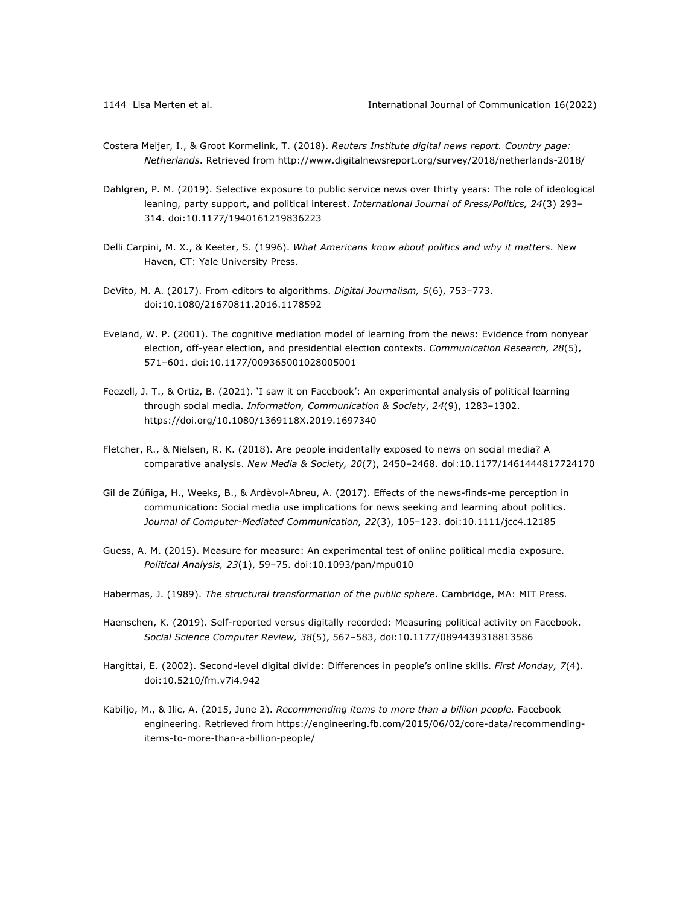Costera Meijer, I., & Groot Kormelink, T. (2018). *Reuters Institute digital news report. Country page: Netherlands*. Retrieved from http://www.digitalnewsreport.org/survey/2018/netherlands-2018/

Dahlgren, P. M. (2019). Selective exposure to public service news over thirty years: The role of ideological leaning, party support, and political interest. *International Journal of Press/Politics, 24*(3) 293–314. doi:10.1177/1940161219836223

Delli Carpini, M. X., & Keeter, S. (1996). *What Americans know about politics and why it matters*. New Haven, CT: Yale University Press.

DeVito, M. A. (2017). From editors to algorithms. *Digital Journalism, 5*(6), 753–773. doi:10.1080/21670811.2016.1178592

Eveland, W. P. (2001). The cognitive mediation model of learning from the news: Evidence from nonyear election, off-year election, and presidential election contexts. *Communication Research, 28*(5), 571–601. doi:10.1177/009365001028005001

Feezell, J. T., & Ortiz, B. (2021). 'I saw it on Facebook': An experimental analysis of political learning through social media. *Information, Communication & Society*, *24*(9), 1283–1302. https://doi.org/10.1080/1369118X.2019.1697340

Fletcher, R., & Nielsen, R. K. (2018). Are people incidentally exposed to news on social media? A comparative analysis. *New Media & Society, 20*(7), 2450–2468. doi:10.1177/1461444817724170

Gil de Zúñiga, H., Weeks, B., & Ardèvol-Abreu, A. (2017). Effects of the news-finds-me perception in communication: Social media use implications for news seeking and learning about politics. *Journal of Computer-Mediated Communication, 22*(3), 105–123. doi:10.1111/jcc4.12185

Guess, A. M. (2015). Measure for measure: An experimental test of online political media exposure. *Political Analysis, 23*(1), 59–75. doi:10.1093/pan/mpu010

Habermas, J. (1989). *The structural transformation of the public sphere*. Cambridge, MA: MIT Press.

Haenschen, K. (2019). Self-reported versus digitally recorded: Measuring political activity on Facebook. *Social Science Computer Review, 38*(5), 567–583, doi:10.1177/0894439318813586

Hargittai, E. (2002). Second-level digital divide: Differences in people's online skills. *First Monday, 7*(4). doi:10.5210/fm.v7i4.942

Kabiljo, M., & Ilic, A. (2015, June 2). *Recommending items to more than a billion people.* Facebook engineering. Retrieved from https://engineering.fb.com/2015/06/02/core-data/recommending-items-to-more-than-a-billion-people/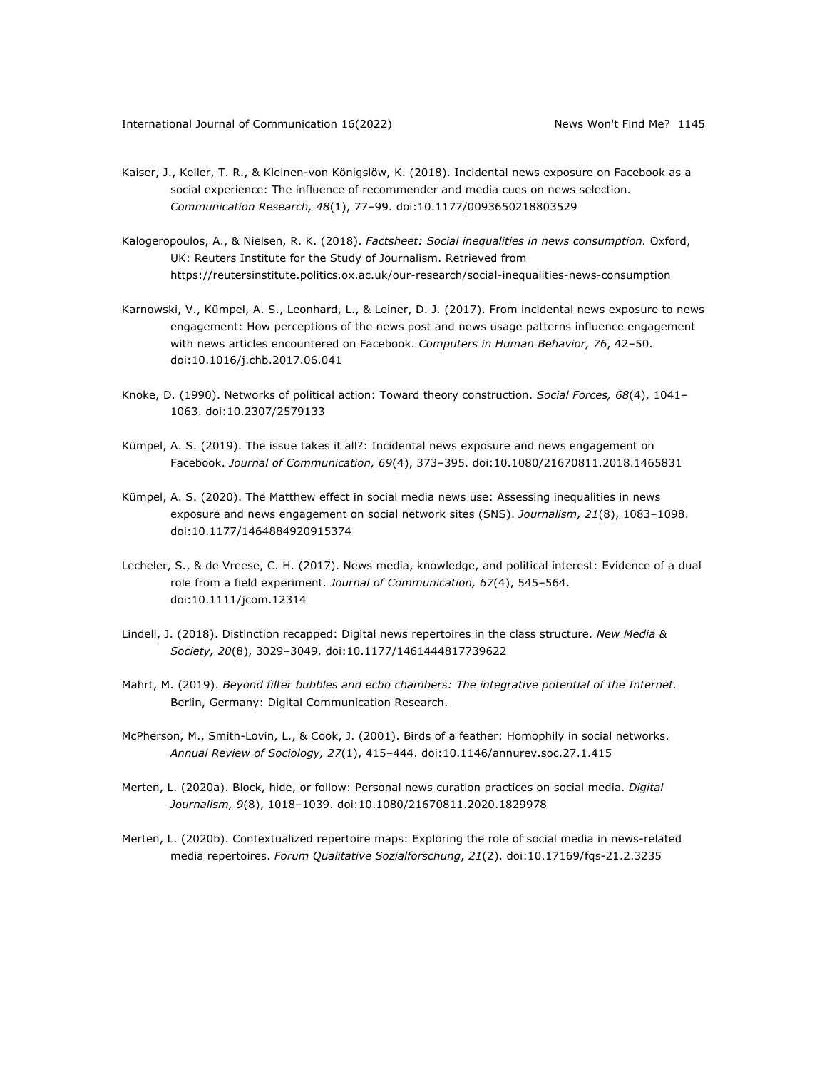Kaiser, J., Keller, T. R., & Kleinen-von Königslöw, K. (2018). Incidental news exposure on Facebook as a social experience: The influence of recommender and media cues on news selection. *Communication Research, 48*(1), 77–99. doi:10.1177/0093650218803529

Kalogeropoulos, A., & Nielsen, R. K. (2018). *Factsheet: Social inequalities in news consumption.* Oxford, UK: Reuters Institute for the Study of Journalism. Retrieved from https://reutersinstitute.politics.ox.ac.uk/our-research/social-inequalities-news-consumption

Karnowski, V., Kümpel, A. S., Leonhard, L., & Leiner, D. J. (2017). From incidental news exposure to news engagement: How perceptions of the news post and news usage patterns influence engagement with news articles encountered on Facebook. *Computers in Human Behavior, 76*, 42–50. doi:10.1016/j.chb.2017.06.041

Knoke, D. (1990). Networks of political action: Toward theory construction. *Social Forces, 68*(4), 1041–1063. doi:10.2307/2579133

Kümpel, A. S. (2019). The issue takes it all?: Incidental news exposure and news engagement on Facebook. *Journal of Communication, 69*(4), 373–395. doi:10.1080/21670811.2018.1465831

Kümpel, A. S. (2020). The Matthew effect in social media news use: Assessing inequalities in news exposure and news engagement on social network sites (SNS). *Journalism, 21*(8), 1083–1098. doi:10.1177/1464884920915374

Lecheler, S., & de Vreese, C. H. (2017). News media, knowledge, and political interest: Evidence of a dual role from a field experiment. *Journal of Communication, 67*(4), 545–564. doi:10.1111/jcom.12314

Lindell, J. (2018). Distinction recapped: Digital news repertoires in the class structure. *New Media & Society, 20*(8), 3029–3049. doi:10.1177/1461444817739622

Mahrt, M. (2019). *Beyond filter bubbles and echo chambers: The integrative potential of the Internet.* Berlin, Germany: Digital Communication Research.

McPherson, M., Smith-Lovin, L., & Cook, J. (2001). Birds of a feather: Homophily in social networks. *Annual Review of Sociology, 27*(1), 415–444. doi:10.1146/annurev.soc.27.1.415

Merten, L. (2020a). Block, hide, or follow: Personal news curation practices on social media. *Digital Journalism, 9*(8), 1018–1039. doi:10.1080/21670811.2020.1829978

Merten, L. (2020b). Contextualized repertoire maps: Exploring the role of social media in news-related media repertoires. *Forum Qualitative Sozialforschung*, *21*(2). doi:10.17169/fqs-21.2.3235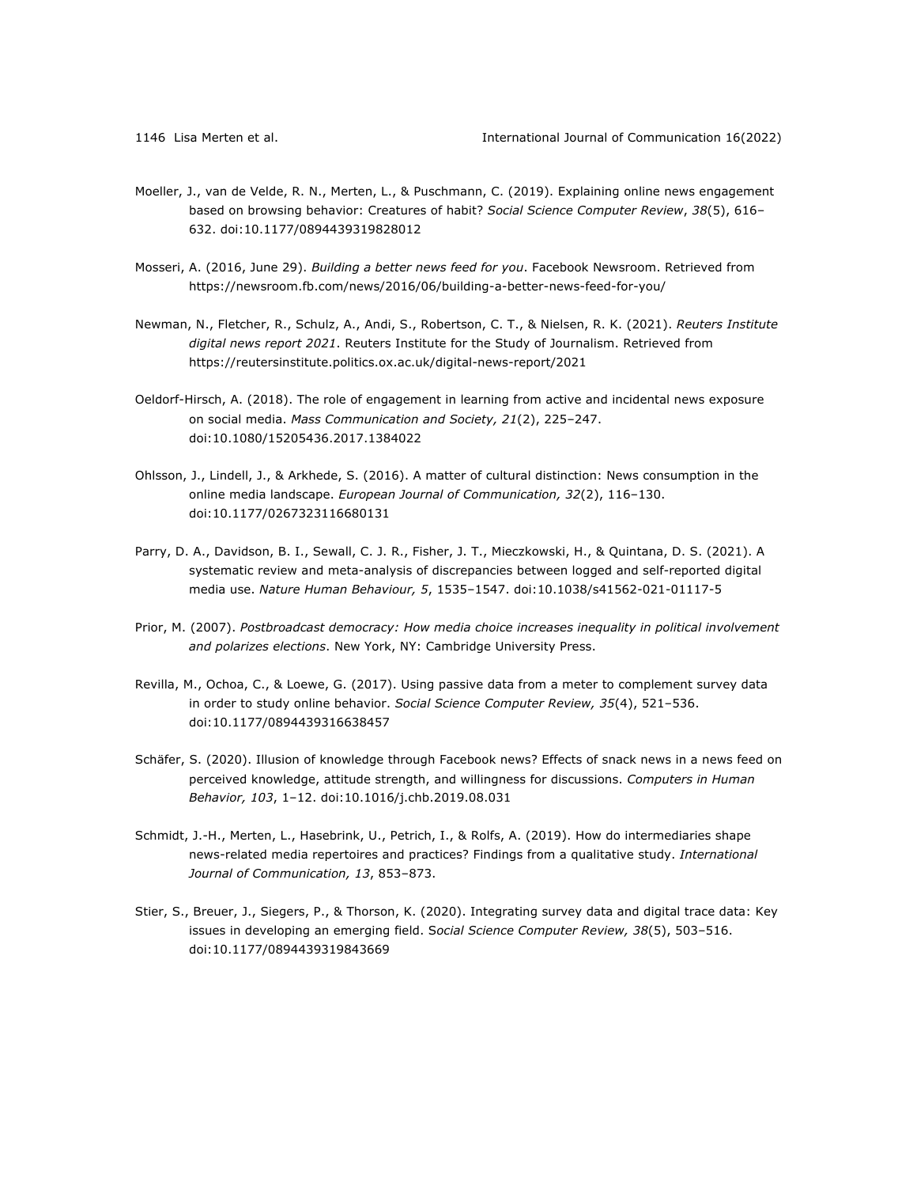Moeller, J., van de Velde, R. N., Merten, L., & Puschmann, C. (2019). Explaining online news engagement based on browsing behavior: Creatures of habit? *Social Science Computer Review*, *38*(5), 616–632. doi:10.1177/0894439319828012

Mosseri, A. (2016, June 29). *Building a better news feed for you*. Facebook Newsroom. Retrieved from https://newsroom.fb.com/news/2016/06/building-a-better-news-feed-for-you/

Newman, N., Fletcher, R., Schulz, A., Andi, S., Robertson, C. T., & Nielsen, R. K. (2021). *Reuters Institute digital news report 2021*. Reuters Institute for the Study of Journalism. Retrieved from https://reutersinstitute.politics.ox.ac.uk/digital-news-report/2021

Oeldorf-Hirsch, A. (2018). The role of engagement in learning from active and incidental news exposure on social media. *Mass Communication and Society, 21*(2), 225–247. doi:10.1080/15205436.2017.1384022

Ohlsson, J., Lindell, J., & Arkhede, S. (2016). A matter of cultural distinction: News consumption in the online media landscape. *European Journal of Communication, 32*(2), 116–130. doi:10.1177/0267323116680131

Parry, D. A., Davidson, B. I., Sewall, C. J. R., Fisher, J. T., Mieczkowski, H., & Quintana, D. S. (2021). A systematic review and meta-analysis of discrepancies between logged and self-reported digital media use. *Nature Human Behaviour, 5*, 1535–1547. doi:10.1038/s41562-021-01117-5

Prior, M. (2007). *Postbroadcast democracy: How media choice increases inequality in political involvement and polarizes elections*. New York, NY: Cambridge University Press.

Revilla, M., Ochoa, C., & Loewe, G. (2017). Using passive data from a meter to complement survey data in order to study online behavior. *Social Science Computer Review, 35*(4), 521–536. doi:10.1177/0894439316638457

Schäfer, S. (2020). Illusion of knowledge through Facebook news? Effects of snack news in a news feed on perceived knowledge, attitude strength, and willingness for discussions. *Computers in Human Behavior, 103*, 1–12. doi:10.1016/j.chb.2019.08.031

Schmidt, J.-H., Merten, L., Hasebrink, U., Petrich, I., & Rolfs, A. (2019). How do intermediaries shape news-related media repertoires and practices? Findings from a qualitative study. *International Journal of Communication, 13*, 853–873.

Stier, S., Breuer, J., Siegers, P., & Thorson, K. (2020). Integrating survey data and digital trace data: Key issues in developing an emerging field. *Social Science Computer Review, 38*(5), 503–516. doi:10.1177/0894439319843669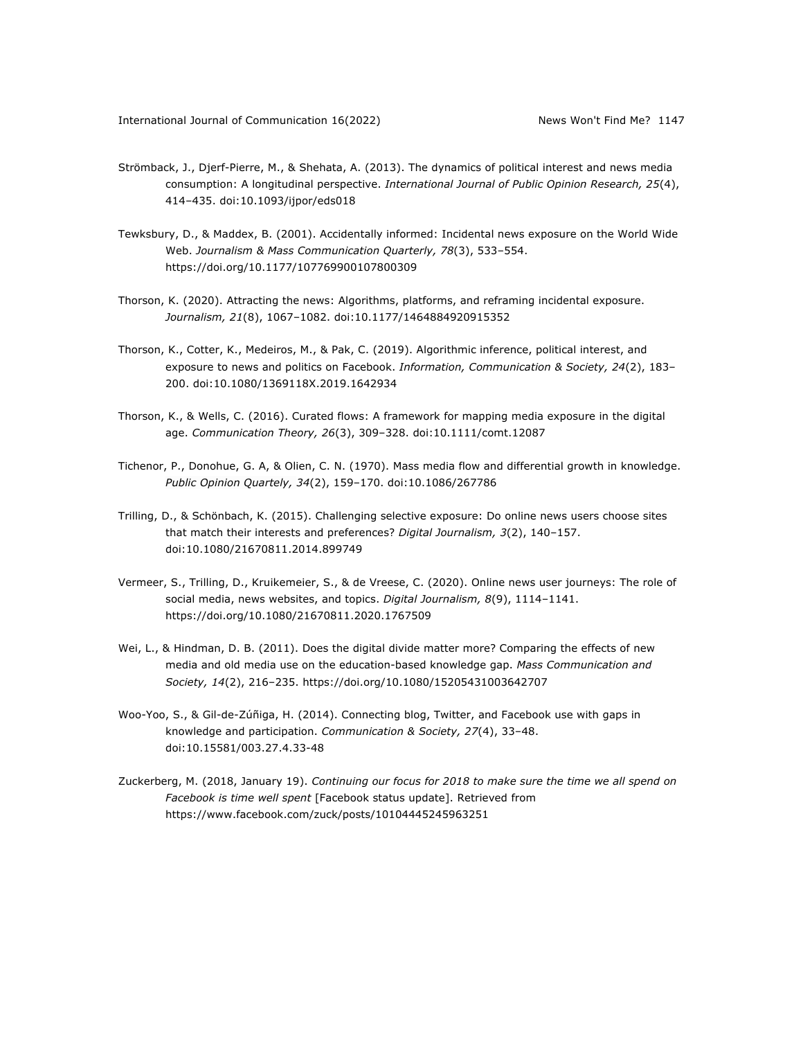Strömback, J., Djerf-Pierre, M., & Shehata, A. (2013). The dynamics of political interest and news media consumption: A longitudinal perspective. *International Journal of Public Opinion Research, 25*(4), 414–435. doi:10.1093/ijpor/eds018

Tewksbury, D., & Maddex, B. (2001). Accidentally informed: Incidental news exposure on the World Wide Web. *Journalism & Mass Communication Quarterly, 78*(3), 533–554. https://doi.org/10.1177/107769900107800309

Thorson, K. (2020). Attracting the news: Algorithms, platforms, and reframing incidental exposure. *Journalism, 21*(8), 1067–1082. doi:10.1177/1464884920915352

Thorson, K., Cotter, K., Medeiros, M., & Pak, C. (2019). Algorithmic inference, political interest, and exposure to news and politics on Facebook. *Information, Communication & Society, 24*(2), 183–200. doi:10.1080/1369118X.2019.1642934

Thorson, K., & Wells, C. (2016). Curated flows: A framework for mapping media exposure in the digital age. *Communication Theory, 26*(3), 309–328. doi:10.1111/comt.12087

Tichenor, P., Donohue, G. A, & Olien, C. N. (1970). Mass media flow and differential growth in knowledge. *Public Opinion Quartely, 34*(2), 159–170. doi:10.1086/267786

Trilling, D., & Schönbach, K. (2015). Challenging selective exposure: Do online news users choose sites that match their interests and preferences? *Digital Journalism, 3*(2), 140–157. doi:10.1080/21670811.2014.899749

Vermeer, S., Trilling, D., Kruikemeier, S., & de Vreese, C. (2020). Online news user journeys: The role of social media, news websites, and topics. *Digital Journalism, 8*(9), 1114–1141. https://doi.org/10.1080/21670811.2020.1767509

Wei, L., & Hindman, D. B. (2011). Does the digital divide matter more? Comparing the effects of new media and old media use on the education-based knowledge gap. *Mass Communication and Society, 14*(2), 216–235. https://doi.org/10.1080/15205431003642707

Woo-Yoo, S., & Gil-de-Zúñiga, H. (2014). Connecting blog, Twitter, and Facebook use with gaps in knowledge and participation. *Communication & Society, 27*(4), 33–48. doi:10.15581/003.27.4.33-48

Zuckerberg, M. (2018, January 19). *Continuing our focus for 2018 to make sure the time we all spend on Facebook is time well spent* [Facebook status update]. Retrieved from https://www.facebook.com/zuck/posts/10104445245963251